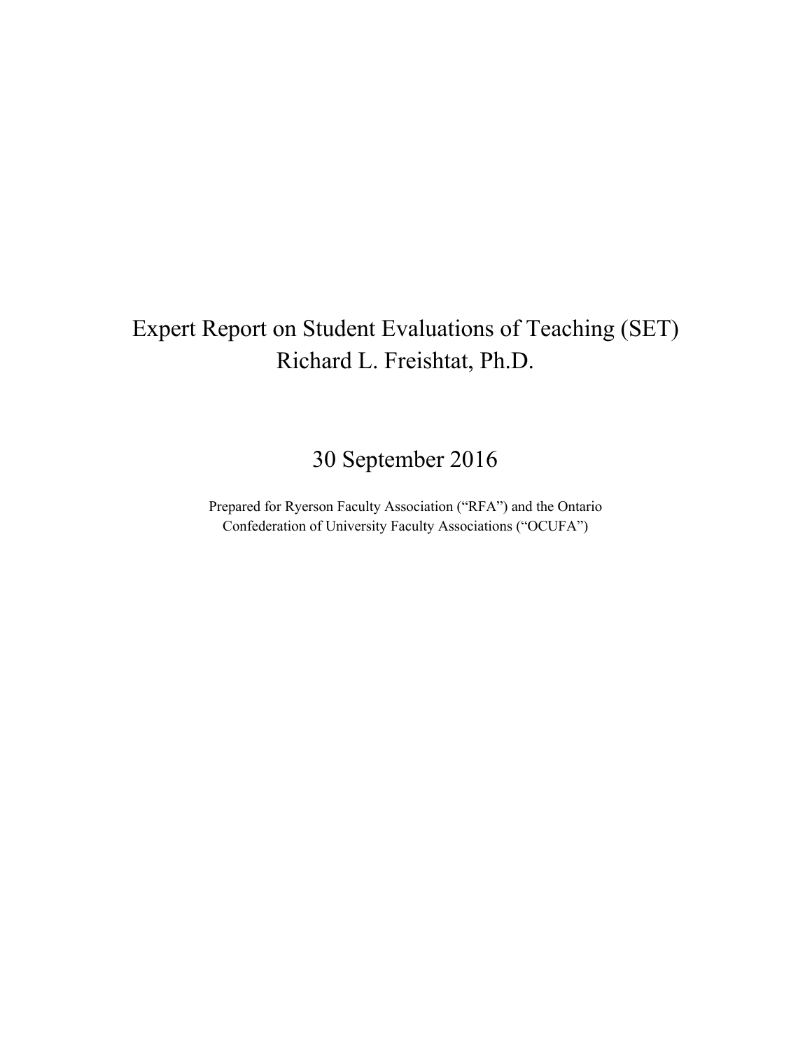# Expert Report on Student Evaluations of Teaching (SET)

## Richard L. Freishtat, Ph.D.

30 September 2016

Prepared for Ryerson Faculty Association ("RFA") and the Ontario Confederation of University Faculty Associations ("OCUFA")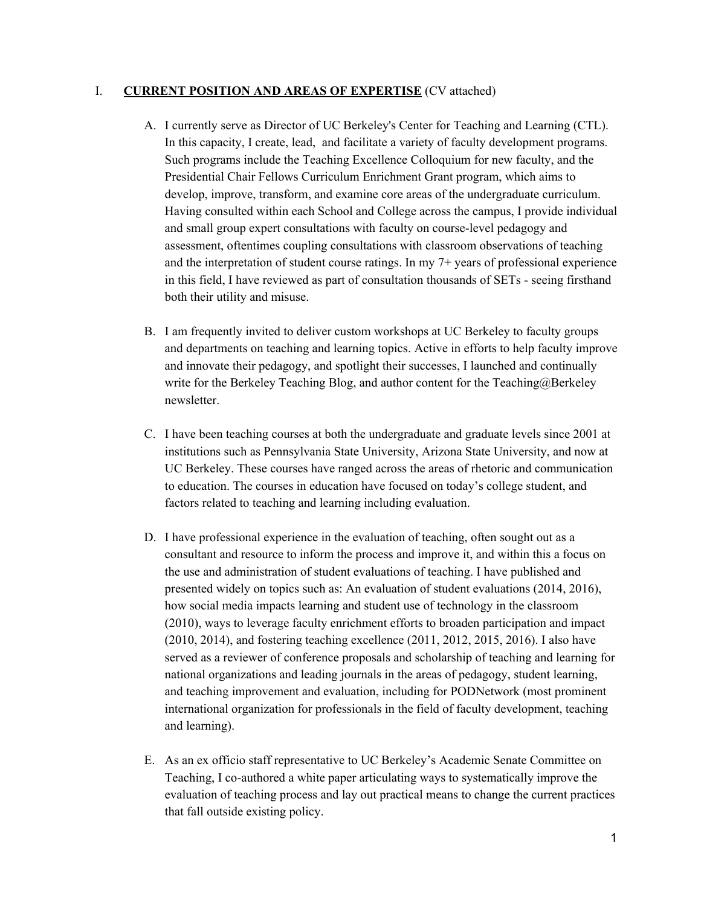## I. **CURRENT POSITION AND AREAS OF EXPERTISE** (CV attached)

A. I currently serve as Director of UC Berkeley's Center for Teaching and Learning (CTL). In this capacity, I create, lead, and facilitate a variety of faculty development programs. Such programs include the Teaching Excellence Colloquium for new faculty, and the Presidential Chair Fellows Curriculum Enrichment Grant program, which aims to develop, improve, transform, and examine core areas of the undergraduate curriculum. Having consulted within each School and College across the campus, I provide individual and small group expert consultations with faculty on course-level pedagogy and assessment, oftentimes coupling consultations with classroom observations of teaching and the interpretation of student course ratings. In my 7+ years of professional experience in this field, I have reviewed as part of consultation thousands of SETs - seeing firsthand both their utility and misuse.

B. I am frequently invited to deliver custom workshops at UC Berkeley to faculty groups and departments on teaching and learning topics. Active in efforts to help faculty improve and innovate their pedagogy, and spotlight their successes, I launched and continually write for the Berkeley Teaching Blog, and author content for the Teaching@Berkeley newsletter.

C. I have been teaching courses at both the undergraduate and graduate levels since 2001 at institutions such as Pennsylvania State University, Arizona State University, and now at UC Berkeley. These courses have ranged across the areas of rhetoric and communication to education. The courses in education have focused on today's college student, and factors related to teaching and learning including evaluation.

D. I have professional experience in the evaluation of teaching, often sought out as a consultant and resource to inform the process and improve it, and within this a focus on the use and administration of student evaluations of teaching. I have published and presented widely on topics such as: An evaluation of student evaluations (2014, 2016), how social media impacts learning and student use of technology in the classroom (2010), ways to leverage faculty enrichment efforts to broaden participation and impact (2010, 2014), and fostering teaching excellence (2011, 2012, 2015, 2016). I also have served as a reviewer of conference proposals and scholarship of teaching and learning for national organizations and leading journals in the areas of pedagogy, student learning, and teaching improvement and evaluation, including for PODNetwork (most prominent international organization for professionals in the field of faculty development, teaching and learning).

E. As an ex officio staff representative to UC Berkeley's Academic Senate Committee on Teaching, I co-authored a white paper articulating ways to systematically improve the evaluation of teaching process and lay out practical means to change the current practices that fall outside existing policy.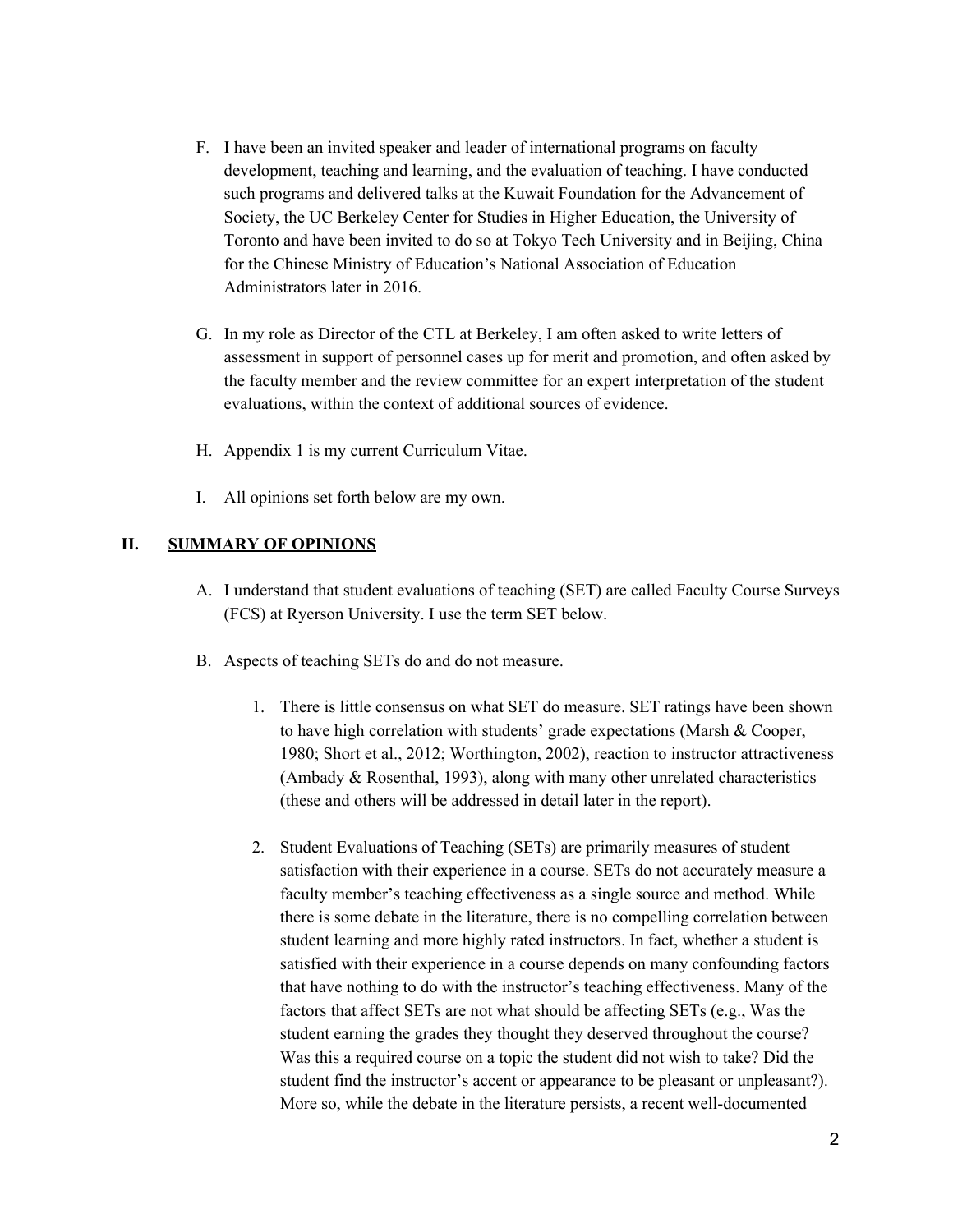F. I have been an invited speaker and leader of international programs on faculty development, teaching and learning, and the evaluation of teaching. I have conducted such programs and delivered talks at the Kuwait Foundation for the Advancement of Society, the UC Berkeley Center for Studies in Higher Education, the University of Toronto and have been invited to do so at Tokyo Tech University and in Beijing, China for the Chinese Ministry of Education's National Association of Education Administrators later in 2016.

G. In my role as Director of the CTL at Berkeley, I am often asked to write letters of assessment in support of personnel cases up for merit and promotion, and often asked by the faculty member and the review committee for an expert interpretation of the student evaluations, within the context of additional sources of evidence.

H. Appendix 1 is my current Curriculum Vitae.

I. All opinions set forth below are my own.

## II. SUMMARY OF OPINIONS

A. I understand that student evaluations of teaching (SET) are called Faculty Course Surveys (FCS) at Ryerson University. I use the term SET below.

B. Aspects of teaching SETs do and do not measure.

1. There is little consensus on what SET do measure. SET ratings have been shown to have high correlation with students' grade expectations (Marsh & Cooper, 1980; Short et al., 2012; Worthington, 2002), reaction to instructor attractiveness (Ambady & Rosenthal, 1993), along with many other unrelated characteristics (these and others will be addressed in detail later in the report).

2. Student Evaluations of Teaching (SETs) are primarily measures of student satisfaction with their experience in a course. SETs do not accurately measure a faculty member's teaching effectiveness as a single source and method. While there is some debate in the literature, there is no compelling correlation between student learning and more highly rated instructors. In fact, whether a student is satisfied with their experience in a course depends on many confounding factors that have nothing to do with the instructor's teaching effectiveness. Many of the factors that affect SETs are not what should be affecting SETs (e.g., Was the student earning the grades they thought they deserved throughout the course? Was this a required course on a topic the student did not wish to take? Did the student find the instructor's accent or appearance to be pleasant or unpleasant?). More so, while the debate in the literature persists, a recent well-documented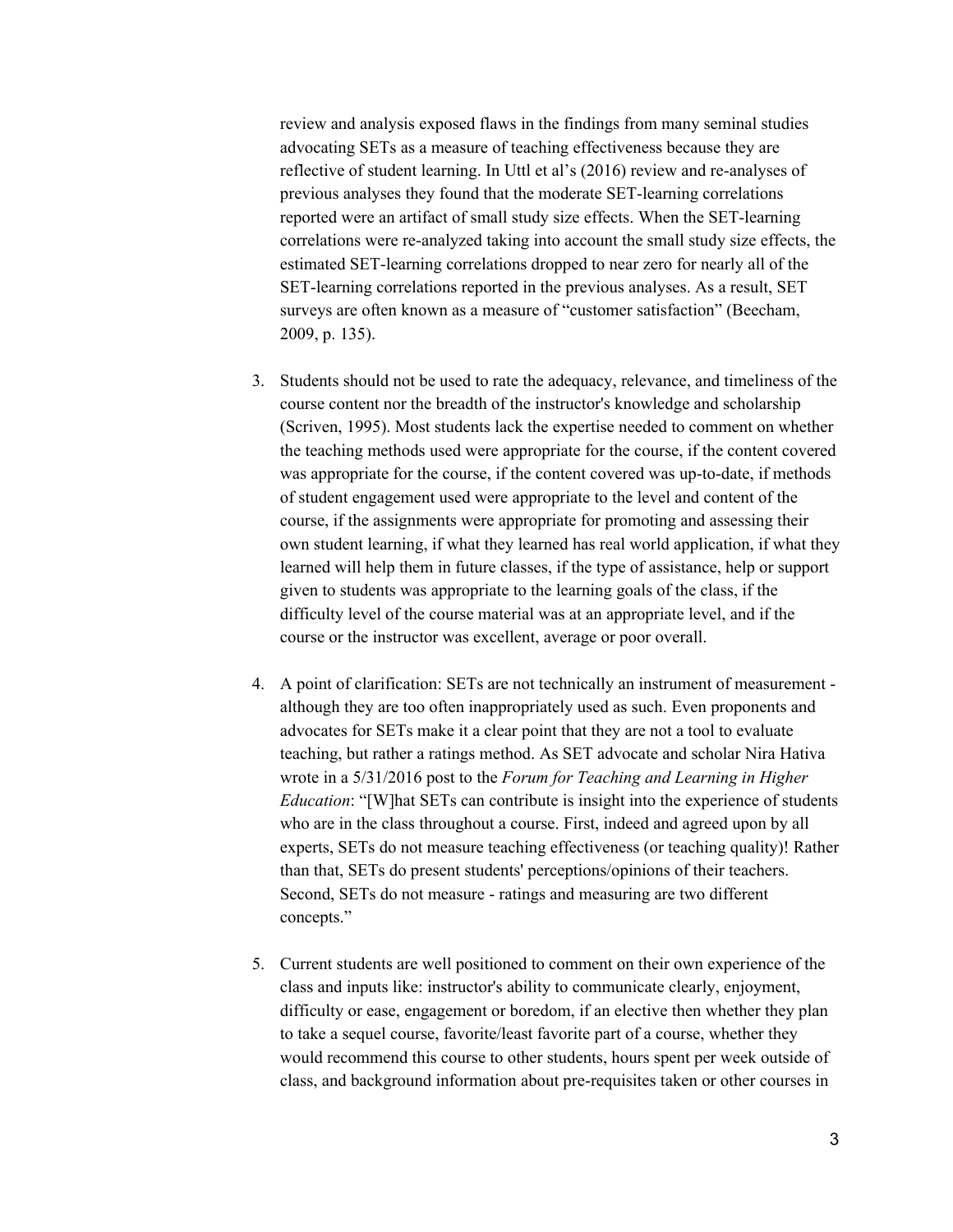review and analysis exposed flaws in the findings from many seminal studies advocating SETs as a measure of teaching effectiveness because they are reflective of student learning. In Uttl et al's (2016) review and re-analyses of previous analyses they found that the moderate SET-learning correlations reported were an artifact of small study size effects. When the SET-learning correlations were re-analyzed taking into account the small study size effects, the estimated SET-learning correlations dropped to near zero for nearly all of the SET-learning correlations reported in the previous analyses. As a result, SET surveys are often known as a measure of "customer satisfaction" (Beecham, 2009, p. 135).

3. Students should not be used to rate the adequacy, relevance, and timeliness of the course content nor the breadth of the instructor's knowledge and scholarship (Scriven, 1995). Most students lack the expertise needed to comment on whether the teaching methods used were appropriate for the course, if the content covered was appropriate for the course, if the content covered was up-to-date, if methods of student engagement used were appropriate to the level and content of the course, if the assignments were appropriate for promoting and assessing their own student learning, if what they learned has real world application, if what they learned will help them in future classes, if the type of assistance, help or support given to students was appropriate to the learning goals of the class, if the difficulty level of the course material was at an appropriate level, and if the course or the instructor was excellent, average or poor overall.

4. A point of clarification: SETs are not technically an instrument of measurement - although they are too often inappropriately used as such. Even proponents and advocates for SETs make it a clear point that they are not a tool to evaluate teaching, but rather a ratings method. As SET advocate and scholar Nira Hativa wrote in a 5/31/2016 post to the *Forum for Teaching and Learning in Higher Education*: "[W]hat SETs can contribute is insight into the experience of students who are in the class throughout a course. First, indeed and agreed upon by all experts, SETs do not measure teaching effectiveness (or teaching quality)! Rather than that, SETs do present students' perceptions/opinions of their teachers. Second, SETs do not measure - ratings and measuring are two different concepts."

5. Current students are well positioned to comment on their own experience of the class and inputs like: instructor's ability to communicate clearly, enjoyment, difficulty or ease, engagement or boredom, if an elective then whether they plan to take a sequel course, favorite/least favorite part of a course, whether they would recommend this course to other students, hours spent per week outside of class, and background information about pre-requisites taken or other courses in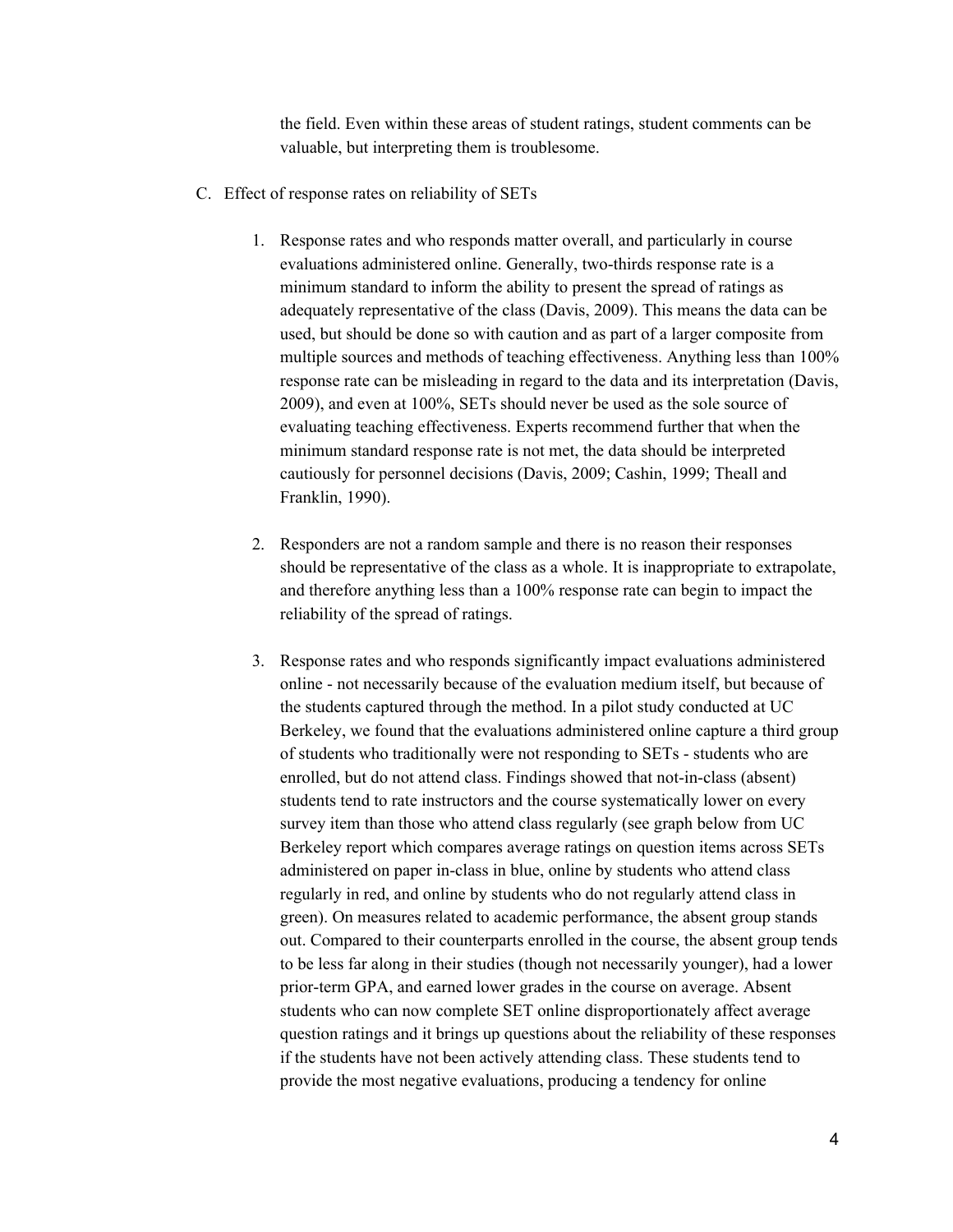the field. Even within these areas of student ratings, student comments can be valuable, but interpreting them is troublesome.

C. Effect of response rates on reliability of SETs

1. Response rates and who responds matter overall, and particularly in course evaluations administered online. Generally, two-thirds response rate is a minimum standard to inform the ability to present the spread of ratings as adequately representative of the class (Davis, 2009). This means the data can be used, but should be done so with caution and as part of a larger composite from multiple sources and methods of teaching effectiveness. Anything less than 100% response rate can be misleading in regard to the data and its interpretation (Davis, 2009), and even at 100%, SETs should never be used as the sole source of evaluating teaching effectiveness. Experts recommend further that when the minimum standard response rate is not met, the data should be interpreted cautiously for personnel decisions (Davis, 2009; Cashin, 1999; Theall and Franklin, 1990).

2. Responders are not a random sample and there is no reason their responses should be representative of the class as a whole. It is inappropriate to extrapolate, and therefore anything less than a 100% response rate can begin to impact the reliability of the spread of ratings.

3. Response rates and who responds significantly impact evaluations administered online - not necessarily because of the evaluation medium itself, but because of the students captured through the method. In a pilot study conducted at UC Berkeley, we found that the evaluations administered online capture a third group of students who traditionally were not responding to SETs - students who are enrolled, but do not attend class. Findings showed that not-in-class (absent) students tend to rate instructors and the course systematically lower on every survey item than those who attend class regularly (see graph below from UC Berkeley report which compares average ratings on question items across SETs administered on paper in-class in blue, online by students who attend class regularly in red, and online by students who do not regularly attend class in green). On measures related to academic performance, the absent group stands out. Compared to their counterparts enrolled in the course, the absent group tends to be less far along in their studies (though not necessarily younger), had a lower prior-term GPA, and earned lower grades in the course on average. Absent students who can now complete SET online disproportionately affect average question ratings and it brings up questions about the reliability of these responses if the students have not been actively attending class. These students tend to provide the most negative evaluations, producing a tendency for online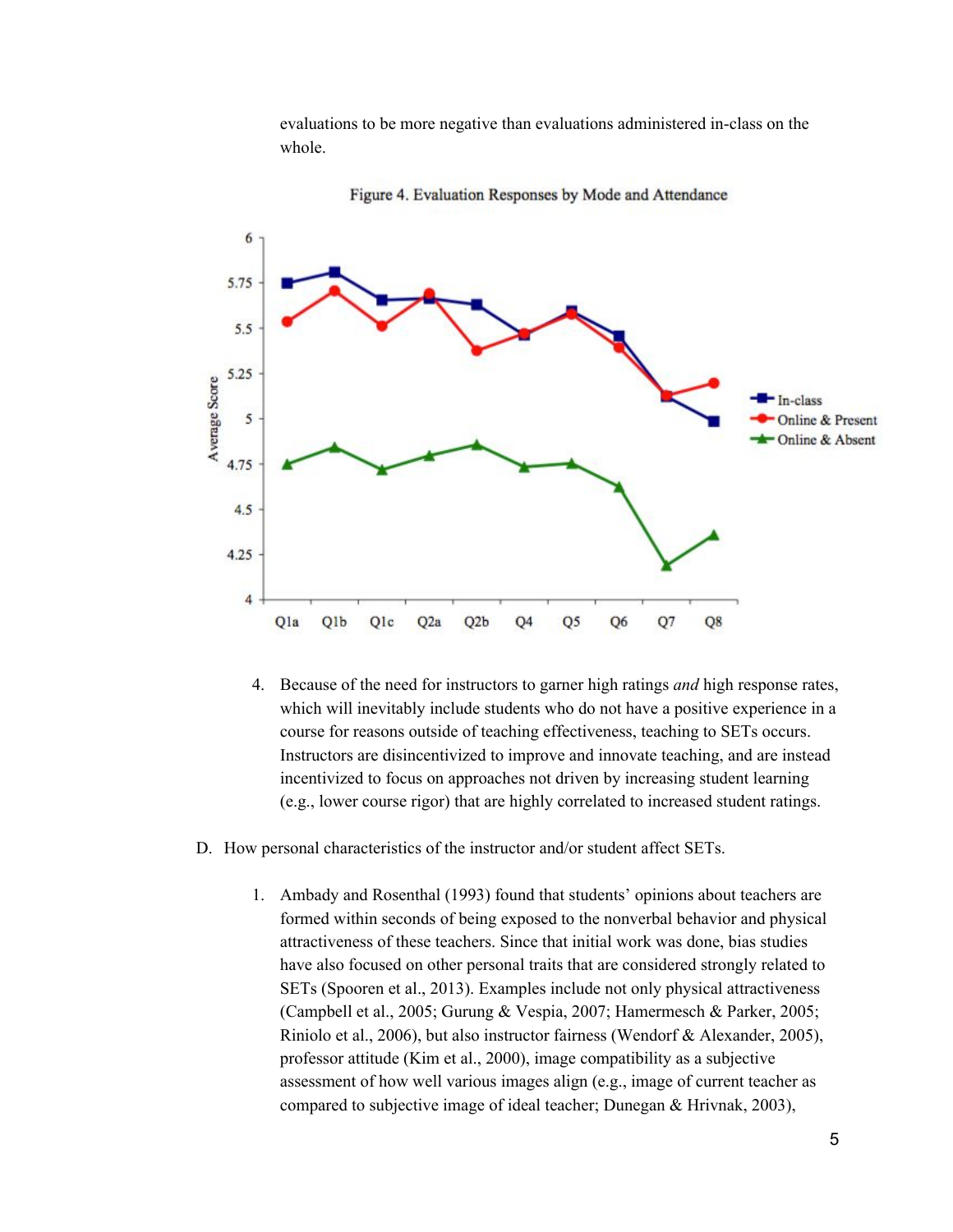evaluations to be more negative than evaluations administered in-class on the whole.

Figure 4. Evaluation Responses by Mode and Attendance

4. Because of the need for instructors to garner high ratings *and* high response rates, which will inevitably include students who do not have a positive experience in a course for reasons outside of teaching effectiveness, teaching to SETs occurs. Instructors are disincentivized to improve and innovate teaching, and are instead incentivized to focus on approaches not driven by increasing student learning (e.g., lower course rigor) that are highly correlated to increased student ratings.

D. How personal characteristics of the instructor and/or student affect SETs.

1. Ambady and Rosenthal (1993) found that students' opinions about teachers are formed within seconds of being exposed to the nonverbal behavior and physical attractiveness of these teachers. Since that initial work was done, bias studies have also focused on other personal traits that are considered strongly related to SETs (Spooren et al., 2013). Examples include not only physical attractiveness (Campbell et al., 2005; Gurung & Vespia, 2007; Hamermesch & Parker, 2005; Riniolo et al., 2006), but also instructor fairness (Wendorf & Alexander, 2005), professor attitude (Kim et al., 2000), image compatibility as a subjective assessment of how well various images align (e.g., image of current teacher as compared to subjective image of ideal teacher; Dunegan & Hrivnak, 2003),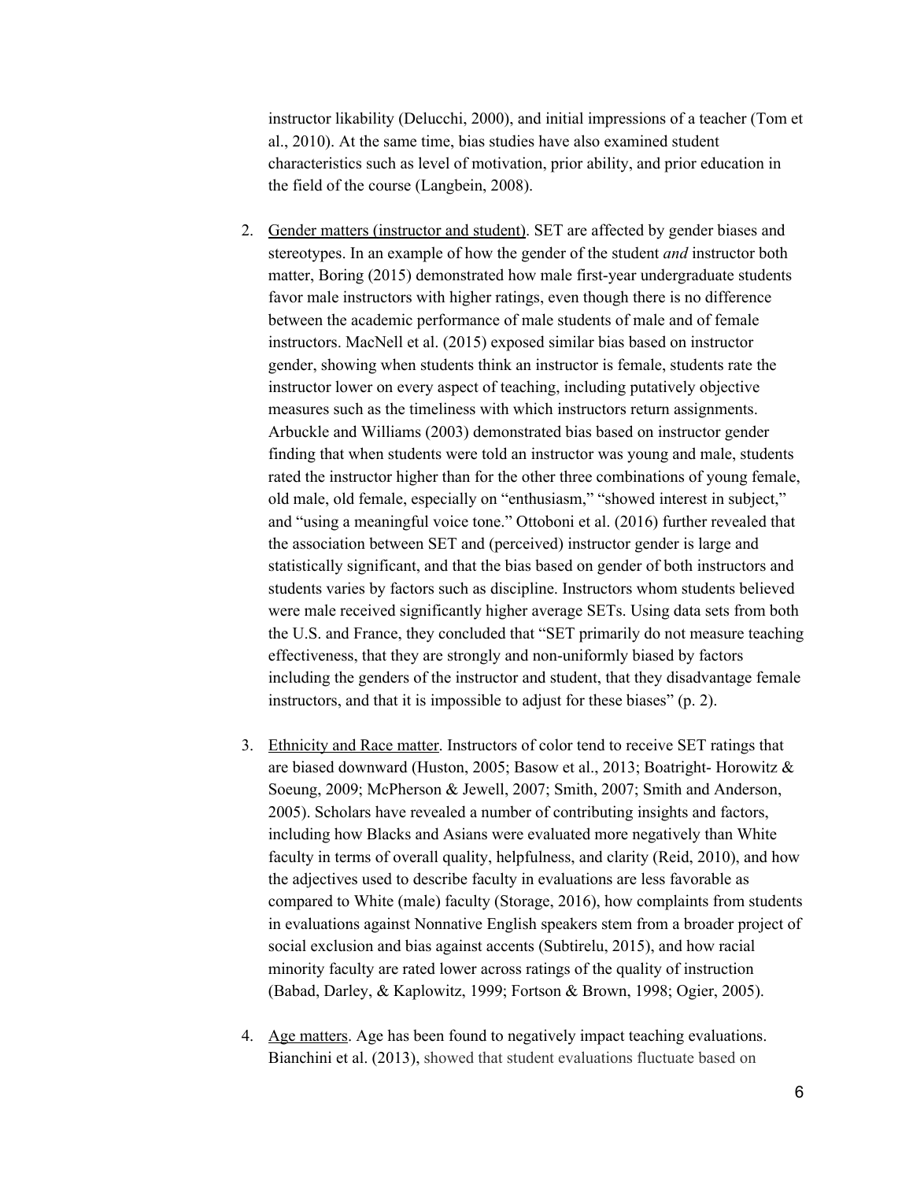instructor likability (Delucchi, 2000), and initial impressions of a teacher (Tom et al., 2010). At the same time, bias studies have also examined student characteristics such as level of motivation, prior ability, and prior education in the field of the course (Langbein, 2008).

2. Gender matters (instructor and student). SET are affected by gender biases and stereotypes. In an example of how the gender of the student *and* instructor both matter, Boring (2015) demonstrated how male first-year undergraduate students favor male instructors with higher ratings, even though there is no difference between the academic performance of male students of male and of female instructors. MacNell et al. (2015) exposed similar bias based on instructor gender, showing when students think an instructor is female, students rate the instructor lower on every aspect of teaching, including putatively objective measures such as the timeliness with which instructors return assignments. Arbuckle and Williams (2003) demonstrated bias based on instructor gender finding that when students were told an instructor was young and male, students rated the instructor higher than for the other three combinations of young female, old male, old female, especially on "enthusiasm," "showed interest in subject," and "using a meaningful voice tone." Ottoboni et al. (2016) further revealed that the association between SET and (perceived) instructor gender is large and statistically significant, and that the bias based on gender of both instructors and students varies by factors such as discipline. Instructors whom students believed were male received significantly higher average SETs. Using data sets from both the U.S. and France, they concluded that "SET primarily do not measure teaching effectiveness, that they are strongly and non-uniformly biased by factors including the genders of the instructor and student, that they disadvantage female instructors, and that it is impossible to adjust for these biases" (p. 2).

3. Ethnicity and Race matter. Instructors of color tend to receive SET ratings that are biased downward (Huston, 2005; Basow et al., 2013; Boatright- Horowitz & Soeung, 2009; McPherson & Jewell, 2007; Smith, 2007; Smith and Anderson, 2005). Scholars have revealed a number of contributing insights and factors, including how Blacks and Asians were evaluated more negatively than White faculty in terms of overall quality, helpfulness, and clarity (Reid, 2010), and how the adjectives used to describe faculty in evaluations are less favorable as compared to White (male) faculty (Storage, 2016), how complaints from students in evaluations against Nonnative English speakers stem from a broader project of social exclusion and bias against accents (Subtirelu, 2015), and how racial minority faculty are rated lower across ratings of the quality of instruction (Babad, Darley, & Kaplowitz, 1999; Fortson & Brown, 1998; Ogier, 2005).

4. Age matters. Age has been found to negatively impact teaching evaluations. Bianchini et al. (2013), showed that student evaluations fluctuate based on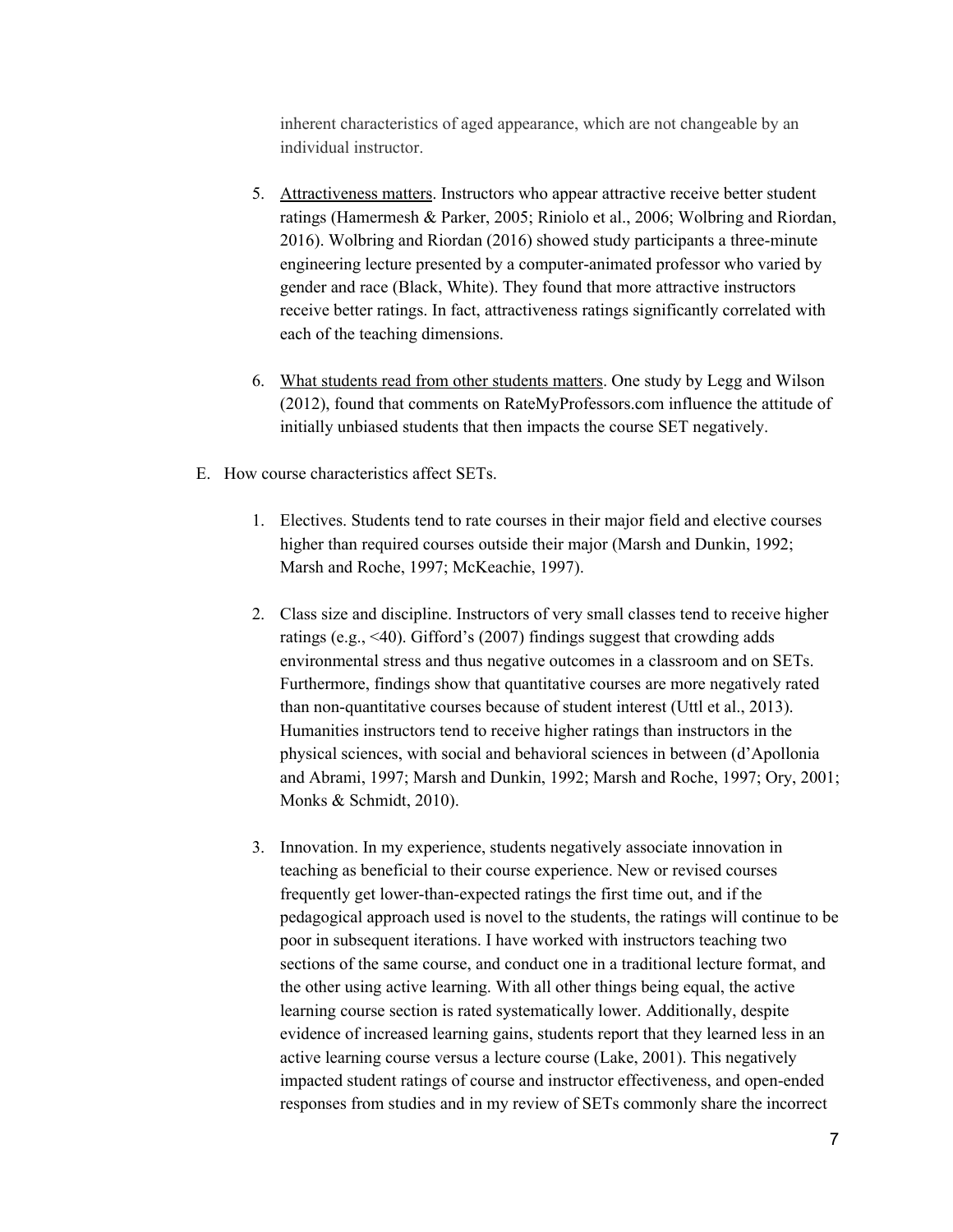inherent characteristics of aged appearance, which are not changeable by an individual instructor.

5. <u>Attractiveness matters</u>. Instructors who appear attractive receive better student ratings (Hamermesh & Parker, 2005; Riniolo et al., 2006; Wolbring and Riordan, 2016). Wolbring and Riordan (2016) showed study participants a three-minute engineering lecture presented by a computer-animated professor who varied by gender and race (Black, White). They found that more attractive instructors receive better ratings. In fact, attractiveness ratings significantly correlated with each of the teaching dimensions.

6. <u>What students read from other students matters</u>. One study by Legg and Wilson (2012), found that comments on RateMyProfessors.com influence the attitude of initially unbiased students that then impacts the course SET negatively.

E. How course characteristics affect SETs.

1. Electives. Students tend to rate courses in their major field and elective courses higher than required courses outside their major (Marsh and Dunkin, 1992; Marsh and Roche, 1997; McKeachie, 1997).

2. Class size and discipline. Instructors of very small classes tend to receive higher ratings (e.g., <40). Gifford's (2007) findings suggest that crowding adds environmental stress and thus negative outcomes in a classroom and on SETs. Furthermore, findings show that quantitative courses are more negatively rated than non-quantitative courses because of student interest (Uttl et al., 2013). Humanities instructors tend to receive higher ratings than instructors in the physical sciences, with social and behavioral sciences in between (d'Apollonia and Abrami, 1997; Marsh and Dunkin, 1992; Marsh and Roche, 1997; Ory, 2001; Monks & Schmidt, 2010).

3. Innovation. In my experience, students negatively associate innovation in teaching as beneficial to their course experience. New or revised courses frequently get lower-than-expected ratings the first time out, and if the pedagogical approach used is novel to the students, the ratings will continue to be poor in subsequent iterations. I have worked with instructors teaching two sections of the same course, and conduct one in a traditional lecture format, and the other using active learning. With all other things being equal, the active learning course section is rated systematically lower. Additionally, despite evidence of increased learning gains, students report that they learned less in an active learning course versus a lecture course (Lake, 2001). This negatively impacted student ratings of course and instructor effectiveness, and open-ended responses from studies and in my review of SETs commonly share the incorrect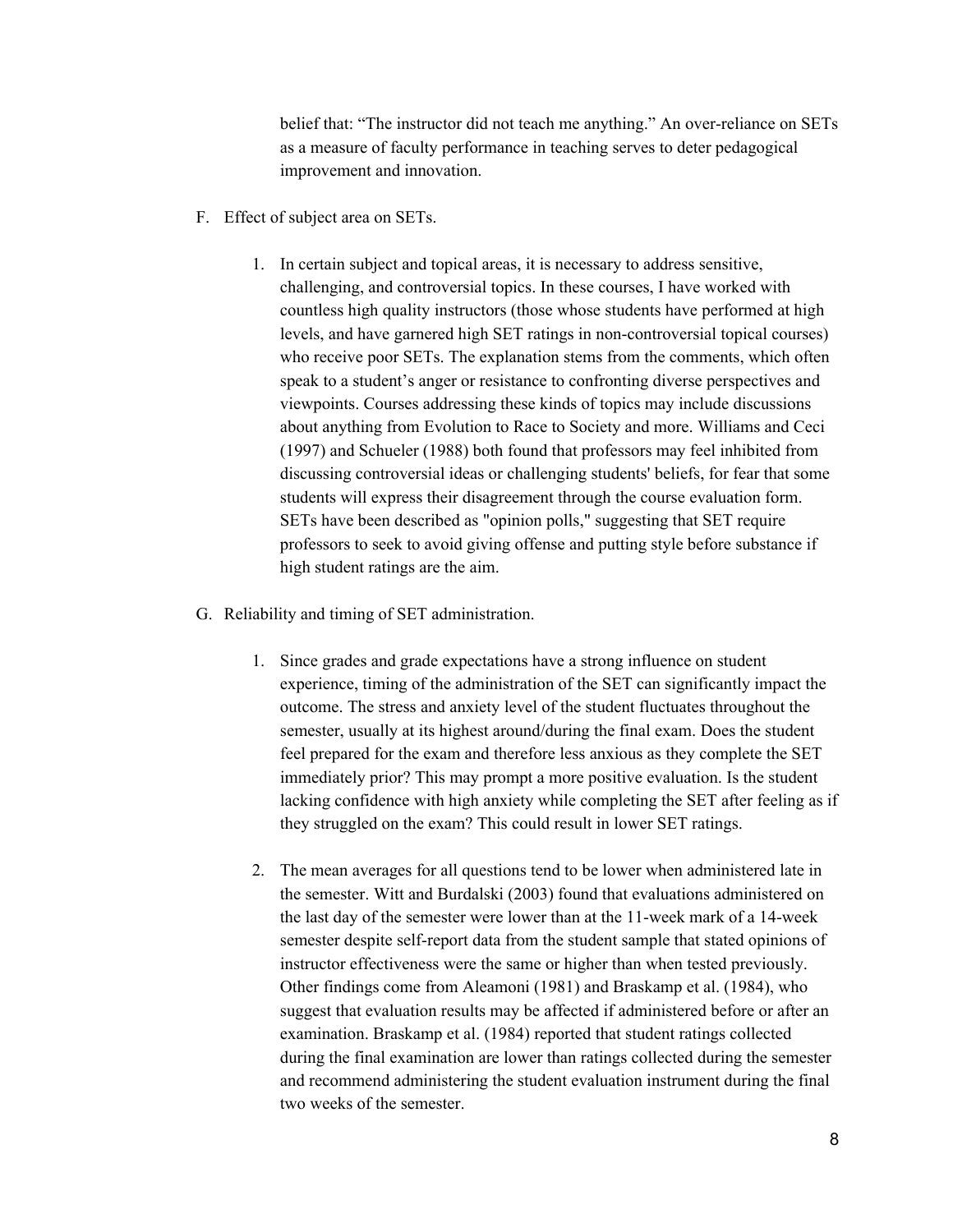belief that: "The instructor did not teach me anything." An over-reliance on SETs as a measure of faculty performance in teaching serves to deter pedagogical improvement and innovation.

F. Effect of subject area on SETs.

   1. In certain subject and topical areas, it is necessary to address sensitive, challenging, and controversial topics. In these courses, I have worked with countless high quality instructors (those whose students have performed at high levels, and have garnered high SET ratings in non-controversial topical courses) who receive poor SETs. The explanation stems from the comments, which often speak to a student's anger or resistance to confronting diverse perspectives and viewpoints. Courses addressing these kinds of topics may include discussions about anything from Evolution to Race to Society and more. Williams and Ceci (1997) and Schueler (1988) both found that professors may feel inhibited from discussing controversial ideas or challenging students' beliefs, for fear that some students will express their disagreement through the course evaluation form. SETs have been described as "opinion polls," suggesting that SET require professors to seek to avoid giving offense and putting style before substance if high student ratings are the aim.

G. Reliability and timing of SET administration.

   1. Since grades and grade expectations have a strong influence on student experience, timing of the administration of the SET can significantly impact the outcome. The stress and anxiety level of the student fluctuates throughout the semester, usually at its highest around/during the final exam. Does the student feel prepared for the exam and therefore less anxious as they complete the SET immediately prior? This may prompt a more positive evaluation. Is the student lacking confidence with high anxiety while completing the SET after feeling as if they struggled on the exam? This could result in lower SET ratings.

   2. The mean averages for all questions tend to be lower when administered late in the semester. Witt and Burdalski (2003) found that evaluations administered on the last day of the semester were lower than at the 11-week mark of a 14-week semester despite self-report data from the student sample that stated opinions of instructor effectiveness were the same or higher than when tested previously. Other findings come from Aleamoni (1981) and Braskamp et al. (1984), who suggest that evaluation results may be affected if administered before or after an examination. Braskamp et al. (1984) reported that student ratings collected during the final examination are lower than ratings collected during the semester and recommend administering the student evaluation instrument during the final two weeks of the semester.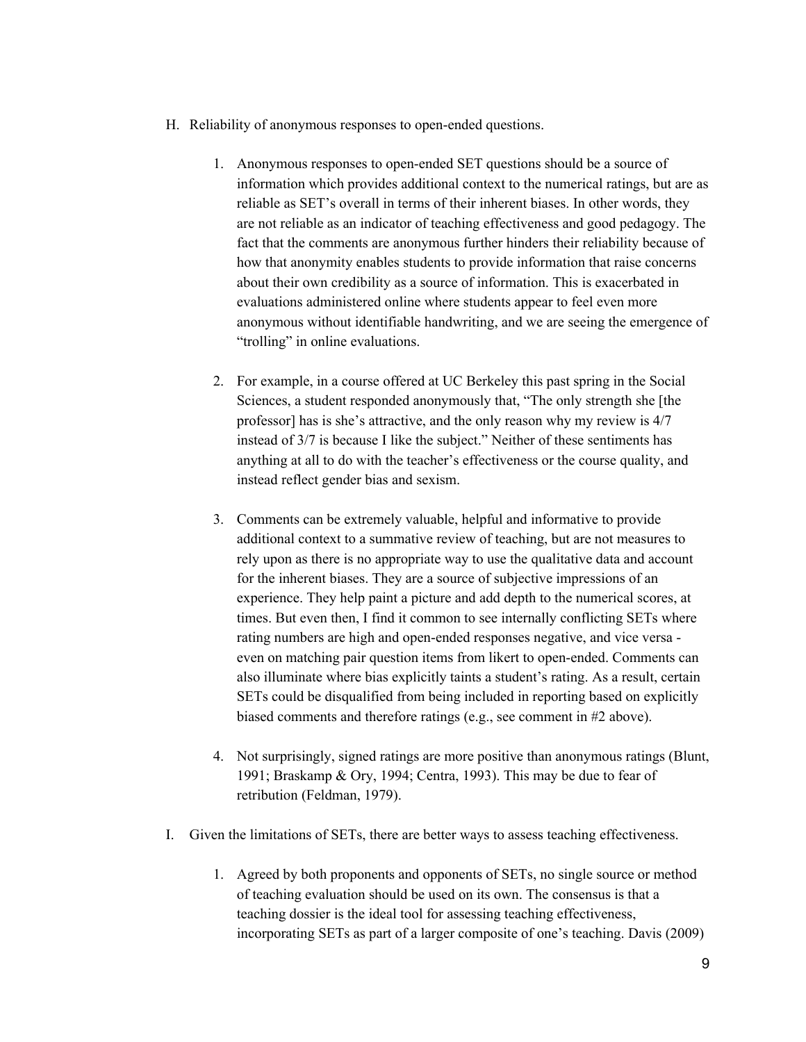H. Reliability of anonymous responses to open-ended questions.

1. Anonymous responses to open-ended SET questions should be a source of information which provides additional context to the numerical ratings, but are as reliable as SET's overall in terms of their inherent biases. In other words, they are not reliable as an indicator of teaching effectiveness and good pedagogy. The fact that the comments are anonymous further hinders their reliability because of how that anonymity enables students to provide information that raise concerns about their own credibility as a source of information. This is exacerbated in evaluations administered online where students appear to feel even more anonymous without identifiable handwriting, and we are seeing the emergence of "trolling" in online evaluations.

2. For example, in a course offered at UC Berkeley this past spring in the Social Sciences, a student responded anonymously that, "The only strength she [the professor] has is she's attractive, and the only reason why my review is 4/7 instead of 3/7 is because I like the subject." Neither of these sentiments has anything at all to do with the teacher's effectiveness or the course quality, and instead reflect gender bias and sexism.

3. Comments can be extremely valuable, helpful and informative to provide additional context to a summative review of teaching, but are not measures to rely upon as there is no appropriate way to use the qualitative data and account for the inherent biases. They are a source of subjective impressions of an experience. They help paint a picture and add depth to the numerical scores, at times. But even then, I find it common to see internally conflicting SETs where rating numbers are high and open-ended responses negative, and vice versa - even on matching pair question items from likert to open-ended. Comments can also illuminate where bias explicitly taints a student's rating. As a result, certain SETs could be disqualified from being included in reporting based on explicitly biased comments and therefore ratings (e.g., see comment in #2 above).

4. Not surprisingly, signed ratings are more positive than anonymous ratings (Blunt, 1991; Braskamp & Ory, 1994; Centra, 1993). This may be due to fear of retribution (Feldman, 1979).

I. Given the limitations of SETs, there are better ways to assess teaching effectiveness.

1. Agreed by both proponents and opponents of SETs, no single source or method of teaching evaluation should be used on its own. The consensus is that a teaching dossier is the ideal tool for assessing teaching effectiveness, incorporating SETs as part of a larger composite of one's teaching. Davis (2009)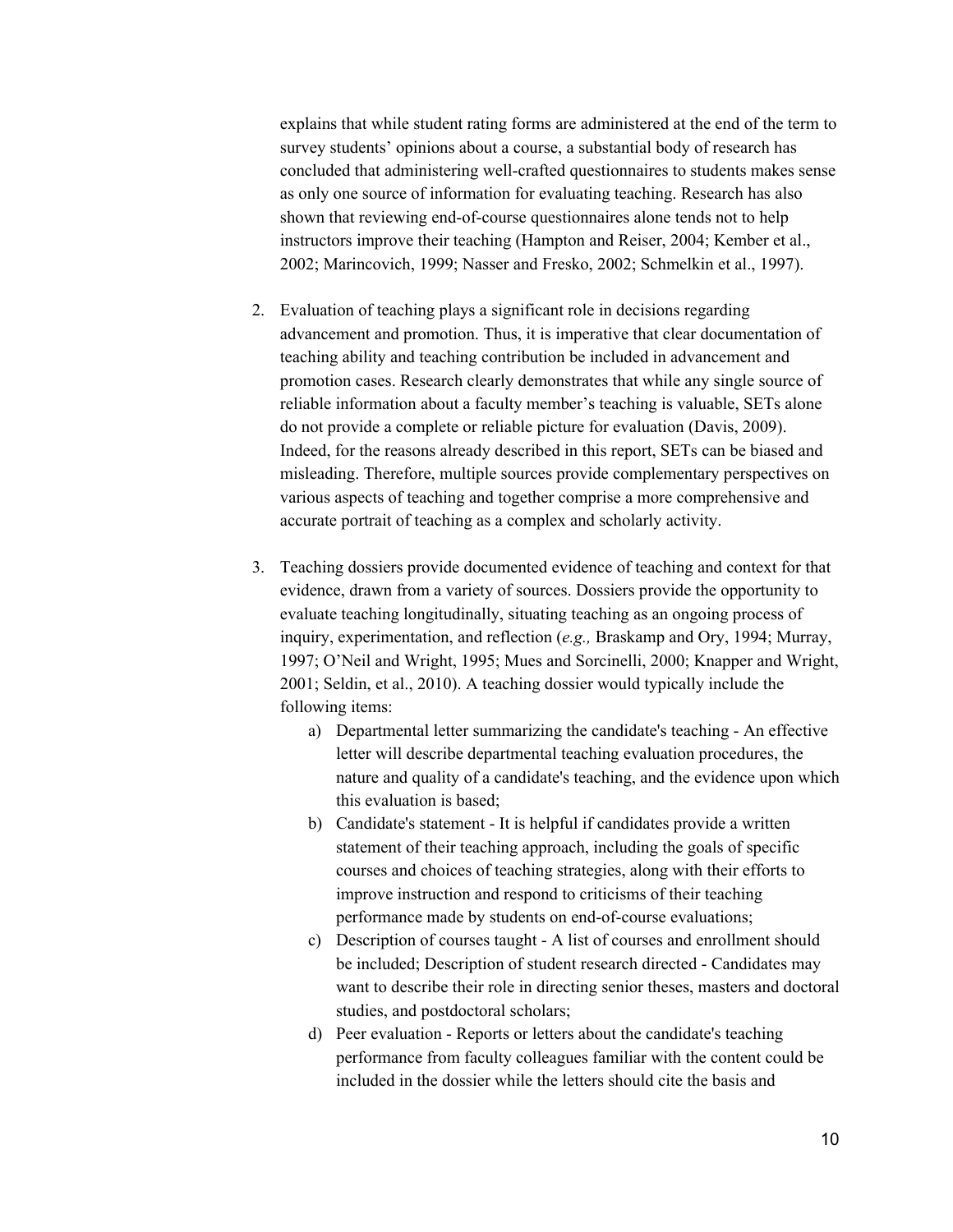explains that while student rating forms are administered at the end of the term to survey students' opinions about a course, a substantial body of research has concluded that administering well-crafted questionnaires to students makes sense as only one source of information for evaluating teaching. Research has also shown that reviewing end-of-course questionnaires alone tends not to help instructors improve their teaching (Hampton and Reiser, 2004; Kember et al., 2002; Marincovich, 1999; Nasser and Fresko, 2002; Schmelkin et al., 1997).

2. Evaluation of teaching plays a significant role in decisions regarding advancement and promotion. Thus, it is imperative that clear documentation of teaching ability and teaching contribution be included in advancement and promotion cases. Research clearly demonstrates that while any single source of reliable information about a faculty member's teaching is valuable, SETs alone do not provide a complete or reliable picture for evaluation (Davis, 2009). Indeed, for the reasons already described in this report, SETs can be biased and misleading. Therefore, multiple sources provide complementary perspectives on various aspects of teaching and together comprise a more comprehensive and accurate portrait of teaching as a complex and scholarly activity.

3. Teaching dossiers provide documented evidence of teaching and context for that evidence, drawn from a variety of sources. Dossiers provide the opportunity to evaluate teaching longitudinally, situating teaching as an ongoing process of inquiry, experimentation, and reflection (*e.g.,* Braskamp and Ory, 1994; Murray, 1997; O'Neil and Wright, 1995; Mues and Sorcinelli, 2000; Knapper and Wright, 2001; Seldin, et al., 2010). A teaching dossier would typically include the following items:
    a) Departmental letter summarizing the candidate's teaching - An effective letter will describe departmental teaching evaluation procedures, the nature and quality of a candidate's teaching, and the evidence upon which this evaluation is based;
    b) Candidate's statement - It is helpful if candidates provide a written statement of their teaching approach, including the goals of specific courses and choices of teaching strategies, along with their efforts to improve instruction and respond to criticisms of their teaching performance made by students on end-of-course evaluations;
    c) Description of courses taught - A list of courses and enrollment should be included; Description of student research directed - Candidates may want to describe their role in directing senior theses, masters and doctoral studies, and postdoctoral scholars;
    d) Peer evaluation - Reports or letters about the candidate's teaching performance from faculty colleagues familiar with the content could be included in the dossier while the letters should cite the basis and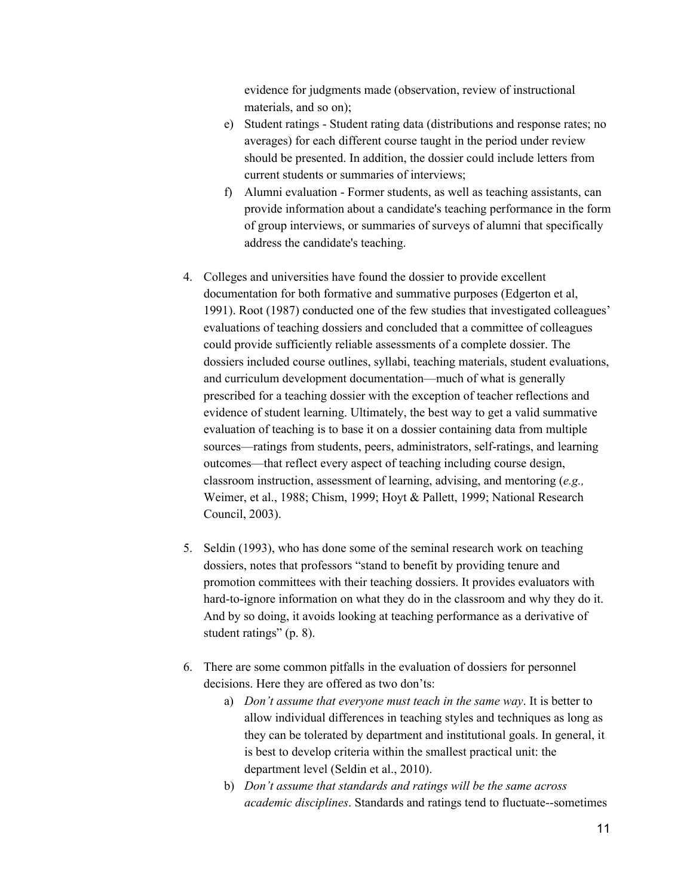evidence for judgments made (observation, review of instructional materials, and so on);

e) Student ratings - Student rating data (distributions and response rates; no averages) for each different course taught in the period under review should be presented. In addition, the dossier could include letters from current students or summaries of interviews;

f) Alumni evaluation - Former students, as well as teaching assistants, can provide information about a candidate's teaching performance in the form of group interviews, or summaries of surveys of alumni that specifically address the candidate's teaching.

4. Colleges and universities have found the dossier to provide excellent documentation for both formative and summative purposes (Edgerton et al, 1991). Root (1987) conducted one of the few studies that investigated colleagues' evaluations of teaching dossiers and concluded that a committee of colleagues could provide sufficiently reliable assessments of a complete dossier. The dossiers included course outlines, syllabi, teaching materials, student evaluations, and curriculum development documentation—much of what is generally prescribed for a teaching dossier with the exception of teacher reflections and evidence of student learning. Ultimately, the best way to get a valid summative evaluation of teaching is to base it on a dossier containing data from multiple sources—ratings from students, peers, administrators, self-ratings, and learning outcomes—that reflect every aspect of teaching including course design, classroom instruction, assessment of learning, advising, and mentoring (*e.g.,* Weimer, et al., 1988; Chism, 1999; Hoyt & Pallett, 1999; National Research Council, 2003).

5. Seldin (1993), who has done some of the seminal research work on teaching dossiers, notes that professors "stand to benefit by providing tenure and promotion committees with their teaching dossiers. It provides evaluators with hard-to-ignore information on what they do in the classroom and why they do it. And by so doing, it avoids looking at teaching performance as a derivative of student ratings" (p. 8).

6. There are some common pitfalls in the evaluation of dossiers for personnel decisions. Here they are offered as two don'ts:

   a) *Don't assume that everyone must teach in the same way*. It is better to allow individual differences in teaching styles and techniques as long as they can be tolerated by department and institutional goals. In general, it is best to develop criteria within the smallest practical unit: the department level (Seldin et al., 2010).

   b) *Don't assume that standards and ratings will be the same across academic disciplines*. Standards and ratings tend to fluctuate--sometimes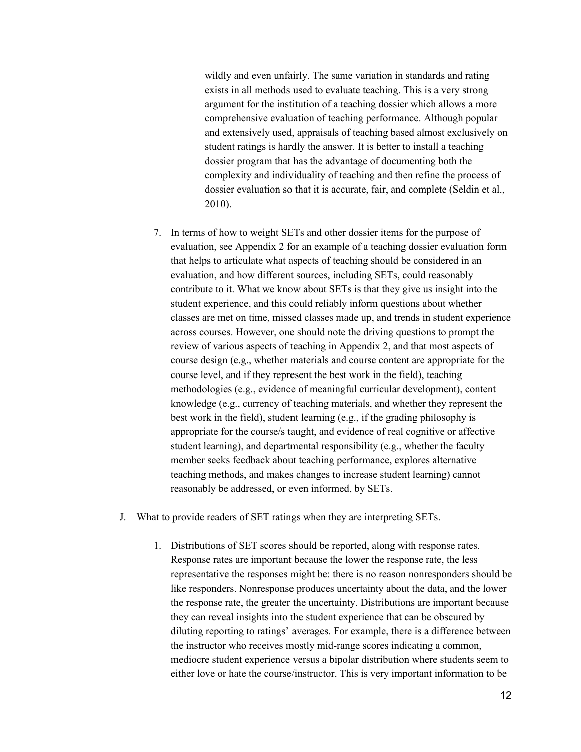wildly and even unfairly. The same variation in standards and rating exists in all methods used to evaluate teaching. This is a very strong argument for the institution of a teaching dossier which allows a more comprehensive evaluation of teaching performance. Although popular and extensively used, appraisals of teaching based almost exclusively on student ratings is hardly the answer. It is better to install a teaching dossier program that has the advantage of documenting both the complexity and individuality of teaching and then refine the process of dossier evaluation so that it is accurate, fair, and complete (Seldin et al., 2010).

7. In terms of how to weight SETs and other dossier items for the purpose of evaluation, see Appendix 2 for an example of a teaching dossier evaluation form that helps to articulate what aspects of teaching should be considered in an evaluation, and how different sources, including SETs, could reasonably contribute to it. What we know about SETs is that they give us insight into the student experience, and this could reliably inform questions about whether classes are met on time, missed classes made up, and trends in student experience across courses. However, one should note the driving questions to prompt the review of various aspects of teaching in Appendix 2, and that most aspects of course design (e.g., whether materials and course content are appropriate for the course level, and if they represent the best work in the field), teaching methodologies (e.g., evidence of meaningful curricular development), content knowledge (e.g., currency of teaching materials, and whether they represent the best work in the field), student learning (e.g., if the grading philosophy is appropriate for the course/s taught, and evidence of real cognitive or affective student learning), and departmental responsibility (e.g., whether the faculty member seeks feedback about teaching performance, explores alternative teaching methods, and makes changes to increase student learning) cannot reasonably be addressed, or even informed, by SETs.

J. What to provide readers of SET ratings when they are interpreting SETs.

1. Distributions of SET scores should be reported, along with response rates. Response rates are important because the lower the response rate, the less representative the responses might be: there is no reason nonresponders should be like responders. Nonresponse produces uncertainty about the data, and the lower the response rate, the greater the uncertainty. Distributions are important because they can reveal insights into the student experience that can be obscured by diluting reporting to ratings' averages. For example, there is a difference between the instructor who receives mostly mid-range scores indicating a common, mediocre student experience versus a bipolar distribution where students seem to either love or hate the course/instructor. This is very important information to be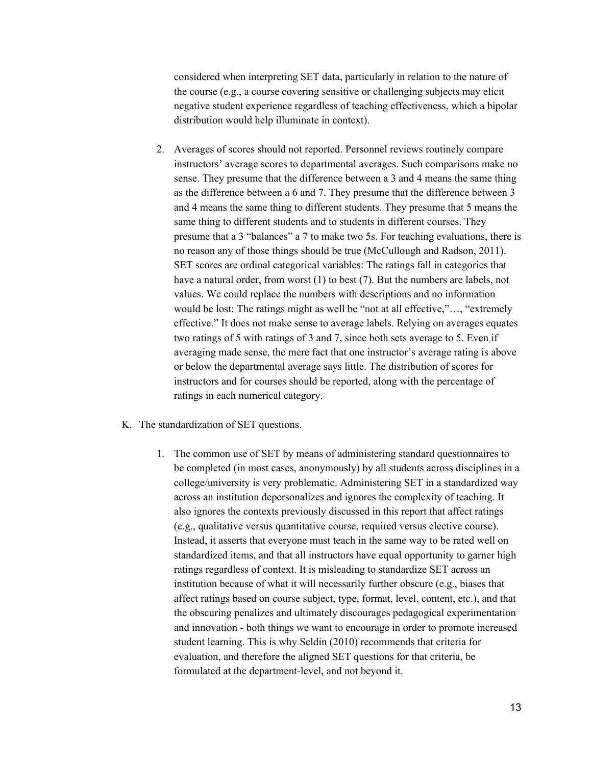considered when interpreting SET data, particularly in relation to the nature of the course (e.g., a course covering sensitive or challenging subjects may elicit negative student experience regardless of teaching effectiveness, which a bipolar distribution would help illuminate in context).

2. Averages of scores should not reported. Personnel reviews routinely compare instructors' average scores to departmental averages. Such comparisons make no sense. They presume that the difference between a 3 and 4 means the same thing as the difference between a 6 and 7. They presume that the difference between 3 and 4 means the same thing to different students. They presume that 5 means the same thing to different students and to students in different courses. They presume that a 3 "balances" a 7 to make two 5s. For teaching evaluations, there is no reason any of those things should be true (McCullough and Radson, 2011). SET scores are ordinal categorical variables: The ratings fall in categories that have a natural order, from worst (1) to best (7). But the numbers are labels, not values. We could replace the numbers with descriptions and no information would be lost: The ratings might as well be "not at all effective,"…, "extremely effective." It does not make sense to average labels. Relying on averages equates two ratings of 5 with ratings of 3 and 7, since both sets average to 5. Even if averaging made sense, the mere fact that one instructor's average rating is above or below the departmental average says little. The distribution of scores for instructors and for courses should be reported, along with the percentage of ratings in each numerical category.

K. The standardization of SET questions.

1. The common use of SET by means of administering standard questionnaires to be completed (in most cases, anonymously) by all students across disciplines in a college/university is very problematic. Administering SET in a standardized way across an institution depersonalizes and ignores the complexity of teaching. It also ignores the contexts previously discussed in this report that affect ratings (e.g., qualitative versus quantitative course, required versus elective course). Instead, it asserts that everyone must teach in the same way to be rated well on standardized items, and that all instructors have equal opportunity to garner high ratings regardless of context. It is misleading to standardize SET across an institution because of what it will necessarily further obscure (e.g., biases that affect ratings based on course subject, type, format, level, content, etc.), and that the obscuring penalizes and ultimately discourages pedagogical experimentation and innovation - both things we want to encourage in order to promote increased student learning. This is why Seldin (2010) recommends that criteria for evaluation, and therefore the aligned SET questions for that criteria, be formulated at the department-level, and not beyond it.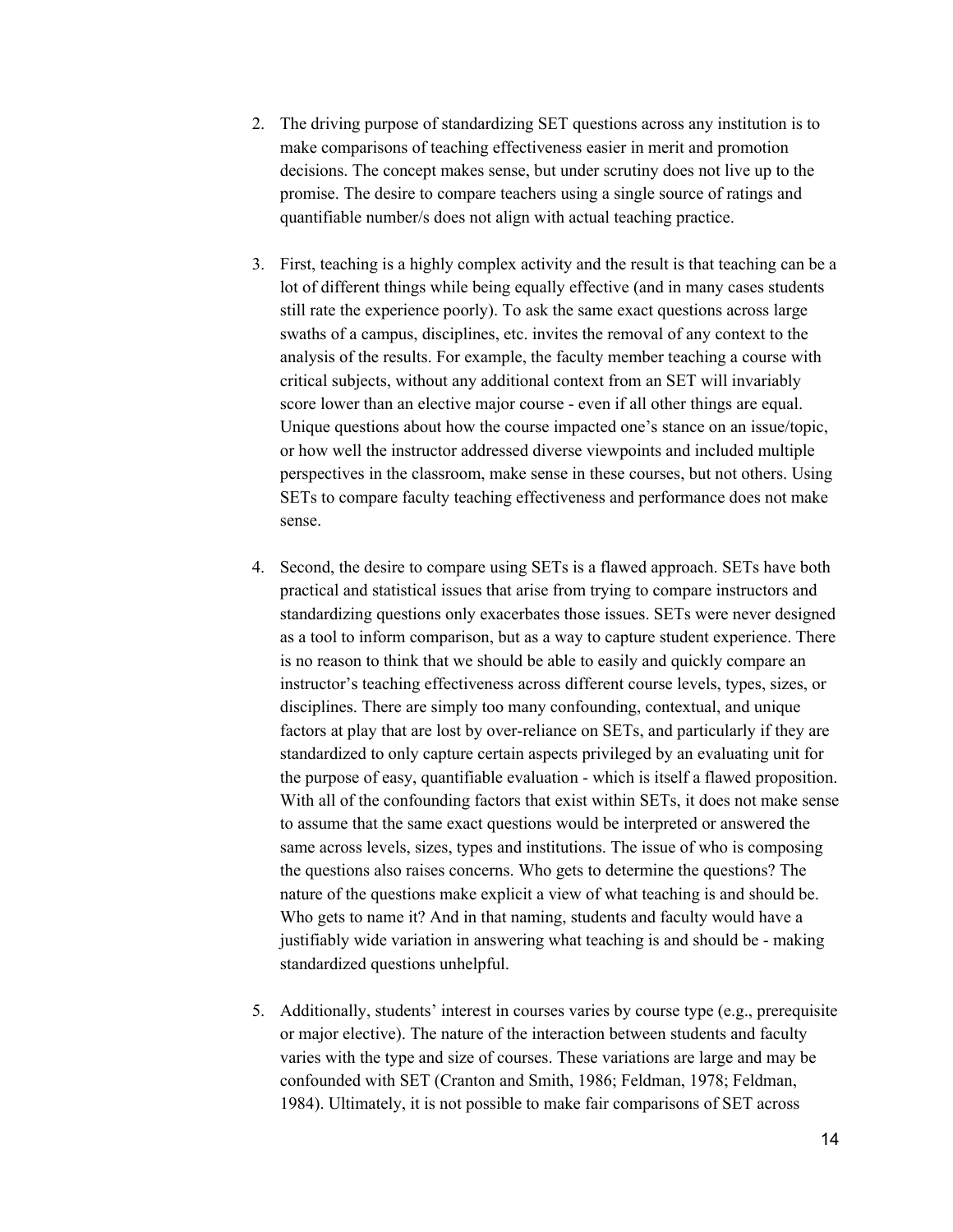2. The driving purpose of standardizing SET questions across any institution is to make comparisons of teaching effectiveness easier in merit and promotion decisions. The concept makes sense, but under scrutiny does not live up to the promise. The desire to compare teachers using a single source of ratings and quantifiable number/s does not align with actual teaching practice.

3. First, teaching is a highly complex activity and the result is that teaching can be a lot of different things while being equally effective (and in many cases students still rate the experience poorly). To ask the same exact questions across large swaths of a campus, disciplines, etc. invites the removal of any context to the analysis of the results. For example, the faculty member teaching a course with critical subjects, without any additional context from an SET will invariably score lower than an elective major course - even if all other things are equal. Unique questions about how the course impacted one's stance on an issue/topic, or how well the instructor addressed diverse viewpoints and included multiple perspectives in the classroom, make sense in these courses, but not others. Using SETs to compare faculty teaching effectiveness and performance does not make sense.

4. Second, the desire to compare using SETs is a flawed approach. SETs have both practical and statistical issues that arise from trying to compare instructors and standardizing questions only exacerbates those issues. SETs were never designed as a tool to inform comparison, but as a way to capture student experience. There is no reason to think that we should be able to easily and quickly compare an instructor's teaching effectiveness across different course levels, types, sizes, or disciplines. There are simply too many confounding, contextual, and unique factors at play that are lost by over-reliance on SETs, and particularly if they are standardized to only capture certain aspects privileged by an evaluating unit for the purpose of easy, quantifiable evaluation - which is itself a flawed proposition. With all of the confounding factors that exist within SETs, it does not make sense to assume that the same exact questions would be interpreted or answered the same across levels, sizes, types and institutions. The issue of who is composing the questions also raises concerns. Who gets to determine the questions? The nature of the questions make explicit a view of what teaching is and should be. Who gets to name it? And in that naming, students and faculty would have a justifiably wide variation in answering what teaching is and should be - making standardized questions unhelpful.

5. Additionally, students' interest in courses varies by course type (e.g., prerequisite or major elective). The nature of the interaction between students and faculty varies with the type and size of courses. These variations are large and may be confounded with SET (Cranton and Smith, 1986; Feldman, 1978; Feldman, 1984). Ultimately, it is not possible to make fair comparisons of SET across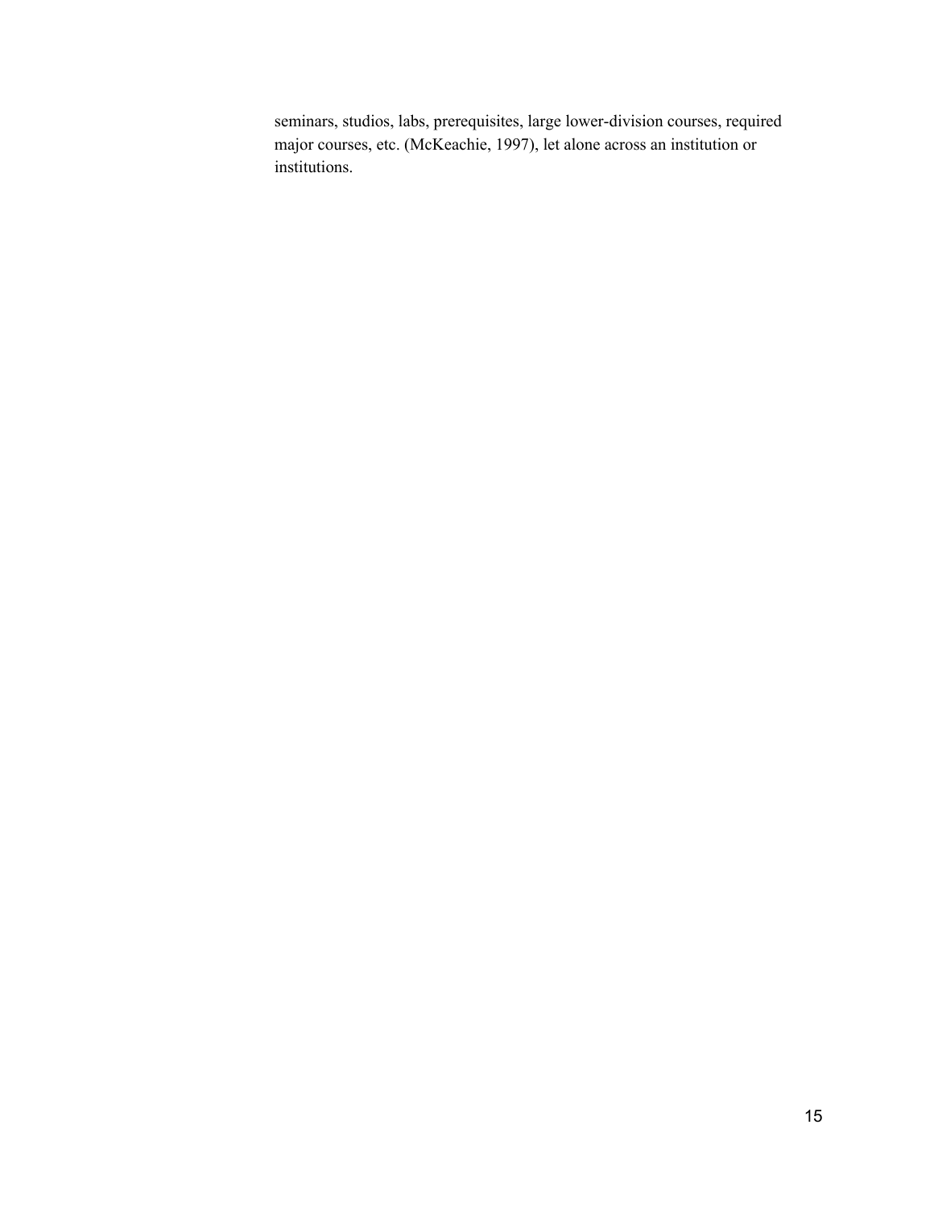seminars, studios, labs, prerequisites, large lower-division courses, required major courses, etc. (McKeachie, 1997), let alone across an institution or institutions.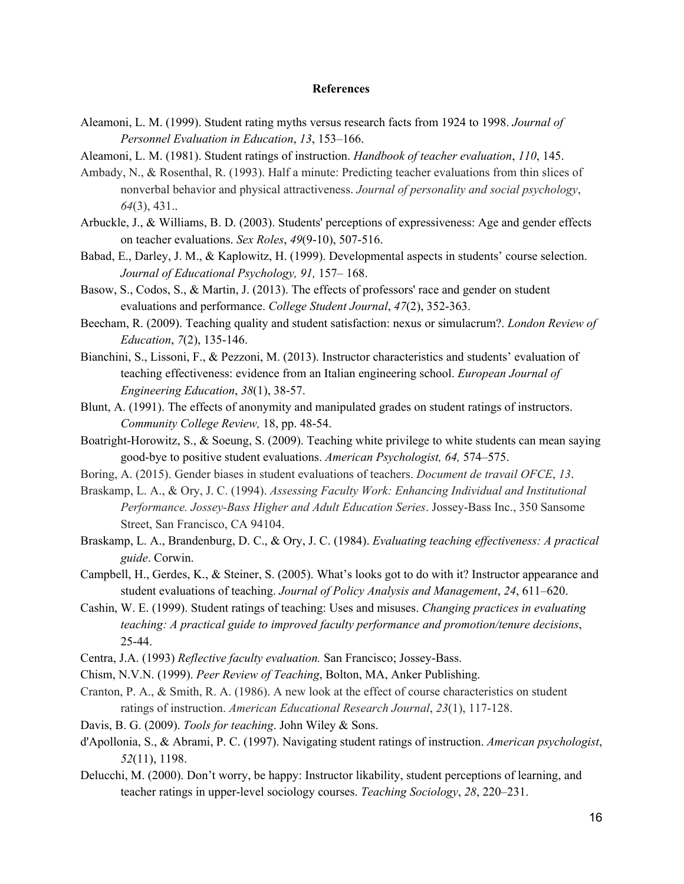## References

Aleamoni, L. M. (1999). Student rating myths versus research facts from 1924 to 1998. *Journal of Personnel Evaluation in Education*, *13*, 153–166.

Aleamoni, L. M. (1981). Student ratings of instruction. *Handbook of teacher evaluation*, *110*, 145.

Ambady, N., & Rosenthal, R. (1993). Half a minute: Predicting teacher evaluations from thin slices of nonverbal behavior and physical attractiveness. *Journal of personality and social psychology*, *64*(3), 431..

Arbuckle, J., & Williams, B. D. (2003). Students' perceptions of expressiveness: Age and gender effects on teacher evaluations. *Sex Roles*, *49*(9-10), 507-516.

Babad, E., Darley, J. M., & Kaplowitz, H. (1999). Developmental aspects in students' course selection. *Journal of Educational Psychology, 91,* 157– 168.

Basow, S., Codos, S., & Martin, J. (2013). The effects of professors' race and gender on student evaluations and performance. *College Student Journal*, *47*(2), 352-363.

Beecham, R. (2009). Teaching quality and student satisfaction: nexus or simulacrum?. *London Review of Education*, *7*(2), 135-146.

Bianchini, S., Lissoni, F., & Pezzoni, M. (2013). Instructor characteristics and students' evaluation of teaching effectiveness: evidence from an Italian engineering school. *European Journal of Engineering Education*, *38*(1), 38-57.

Blunt, A. (1991). The effects of anonymity and manipulated grades on student ratings of instructors. *Community College Review,* 18, pp. 48-54.

Boatright-Horowitz, S., & Soeung, S. (2009). Teaching white privilege to white students can mean saying good-bye to positive student evaluations. *American Psychologist, 64,* 574–575.

Boring, A. (2015). Gender biases in student evaluations of teachers. *Document de travail OFCE*, *13*.

Braskamp, L. A., & Ory, J. C. (1994). *Assessing Faculty Work: Enhancing Individual and Institutional Performance. Jossey-Bass Higher and Adult Education Series*. Jossey-Bass Inc., 350 Sansome Street, San Francisco, CA 94104.

Braskamp, L. A., Brandenburg, D. C., & Ory, J. C. (1984). *Evaluating teaching effectiveness: A practical guide*. Corwin.

Campbell, H., Gerdes, K., & Steiner, S. (2005). What's looks got to do with it? Instructor appearance and student evaluations of teaching. *Journal of Policy Analysis and Management*, *24*, 611–620.

Cashin, W. E. (1999). Student ratings of teaching: Uses and misuses. *Changing practices in evaluating teaching: A practical guide to improved faculty performance and promotion/tenure decisions*, 25-44.

Centra, J.A. (1993) *Reflective faculty evaluation.* San Francisco; Jossey-Bass.

Chism, N.V.N. (1999). *Peer Review of Teaching*, Bolton, MA, Anker Publishing.

Cranton, P. A., & Smith, R. A. (1986). A new look at the effect of course characteristics on student ratings of instruction. *American Educational Research Journal*, *23*(1), 117-128.

Davis, B. G. (2009). *Tools for teaching*. John Wiley & Sons.

d'Apollonia, S., & Abrami, P. C. (1997). Navigating student ratings of instruction. *American psychologist*, *52*(11), 1198.

Delucchi, M. (2000). Don't worry, be happy: Instructor likability, student perceptions of learning, and teacher ratings in upper-level sociology courses. *Teaching Sociology*, *28*, 220–231.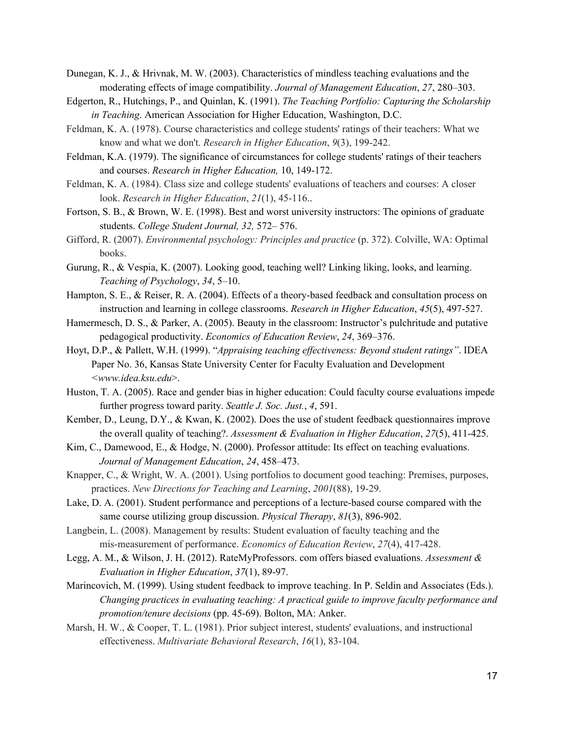Dunegan, K. J., & Hrivnak, M. W. (2003). Characteristics of mindless teaching evaluations and the moderating effects of image compatibility. *Journal of Management Education*, *27*, 280–303.

Edgerton, R., Hutchings, P., and Quinlan, K. (1991). *The Teaching Portfolio: Capturing the Scholarship in Teaching*. American Association for Higher Education, Washington, D.C.

Feldman, K. A. (1978). Course characteristics and college students' ratings of their teachers: What we know and what we don't. *Research in Higher Education*, *9*(3), 199-242.

Feldman, K.A. (1979). The significance of circumstances for college students' ratings of their teachers and courses. *Research in Higher Education,* 10, 149-172.

Feldman, K. A. (1984). Class size and college students' evaluations of teachers and courses: A closer look. *Research in Higher Education*, *21*(1), 45-116..

Fortson, S. B., & Brown, W. E. (1998). Best and worst university instructors: The opinions of graduate students. *College Student Journal, 32,* 572– 576.

Gifford, R. (2007). *Environmental psychology: Principles and practice* (p. 372). Colville, WA: Optimal books.

Gurung, R., & Vespia, K. (2007). Looking good, teaching well? Linking liking, looks, and learning. *Teaching of Psychology*, *34*, 5–10.

Hampton, S. E., & Reiser, R. A. (2004). Effects of a theory-based feedback and consultation process on instruction and learning in college classrooms. *Research in Higher Education*, *45*(5), 497-527.

Hamermesch, D. S., & Parker, A. (2005). Beauty in the classroom: Instructor's pulchritude and putative pedagogical productivity. *Economics of Education Review*, *24*, 369–376.

Hoyt, D.P., & Pallett, W.H. (1999). "*Appraising teaching effectiveness: Beyond student ratings"*. IDEA Paper No. 36, Kansas State University Center for Faculty Evaluation and Development <*www.idea.ksu.edu*>.

Huston, T. A. (2005). Race and gender bias in higher education: Could faculty course evaluations impede further progress toward parity. *Seattle J. Soc. Just.*, *4*, 591.

Kember, D., Leung, D.Y., & Kwan, K. (2002). Does the use of student feedback questionnaires improve the overall quality of teaching?. *Assessment & Evaluation in Higher Education*, *27*(5), 411-425.

Kim, C., Damewood, E., & Hodge, N. (2000). Professor attitude: Its effect on teaching evaluations. *Journal of Management Education*, *24*, 458–473.

Knapper, C., & Wright, W. A. (2001). Using portfolios to document good teaching: Premises, purposes, practices. *New Directions for Teaching and Learning*, *2001*(88), 19-29.

Lake, D. A. (2001). Student performance and perceptions of a lecture-based course compared with the same course utilizing group discussion. *Physical Therapy*, *81*(3), 896-902.

Langbein, L. (2008). Management by results: Student evaluation of faculty teaching and the mis-measurement of performance. *Economics of Education Review*, *27*(4), 417-428.

Legg, A. M., & Wilson, J. H. (2012). RateMyProfessors. com offers biased evaluations. *Assessment & Evaluation in Higher Education*, *37*(1), 89-97.

Marincovich, M. (1999). Using student feedback to improve teaching. In P. Seldin and Associates (Eds.). *Changing practices in evaluating teaching: A practical guide to improve faculty performance and promotion/tenure decisions* (pp. 45-69). Bolton, MA: Anker.

Marsh, H. W., & Cooper, T. L. (1981). Prior subject interest, students' evaluations, and instructional effectiveness. *Multivariate Behavioral Research*, *16*(1), 83-104.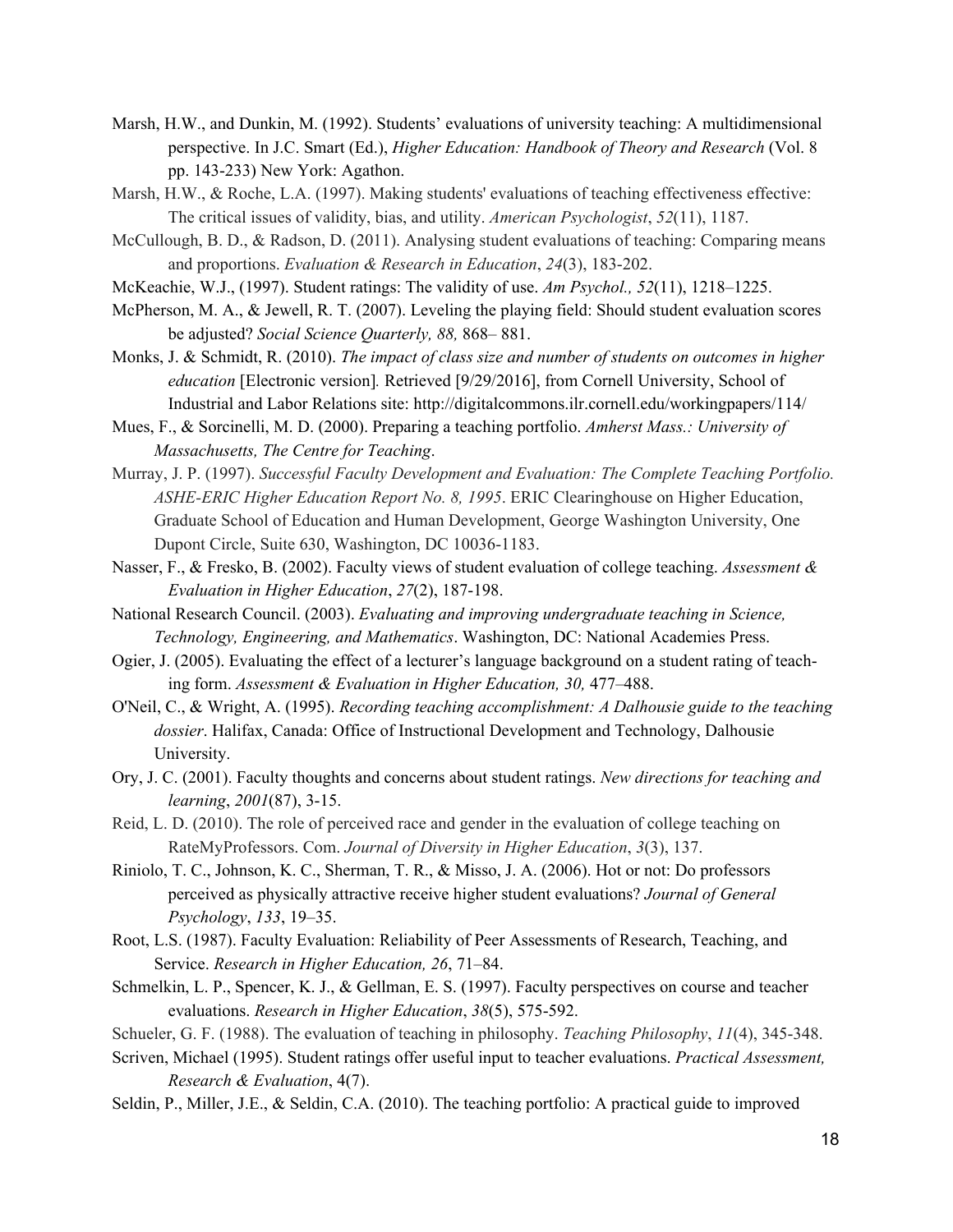Marsh, H.W., and Dunkin, M. (1992). Students' evaluations of university teaching: A multidimensional perspective. In J.C. Smart (Ed.), *Higher Education: Handbook of Theory and Research* (Vol. 8 pp. 143-233) New York: Agathon.

Marsh, H.W., & Roche, L.A. (1997). Making students' evaluations of teaching effectiveness effective: The critical issues of validity, bias, and utility. *American Psychologist*, *52*(11), 1187.

McCullough, B. D., & Radson, D. (2011). Analysing student evaluations of teaching: Comparing means and proportions. *Evaluation & Research in Education*, *24*(3), 183-202.

McKeachie, W.J., (1997). Student ratings: The validity of use. *Am Psychol., 52*(11), 1218–1225.

McPherson, M. A., & Jewell, R. T. (2007). Leveling the playing field: Should student evaluation scores be adjusted? *Social Science Quarterly, 88,* 868– 881.

Monks, J. & Schmidt, R. (2010). *The impact of class size and number of students on outcomes in higher education* [Electronic version]. Retrieved [9/29/2016], from Cornell University, School of Industrial and Labor Relations site: http://digitalcommons.ilr.cornell.edu/workingpapers/114/

Mues, F., & Sorcinelli, M. D. (2000). Preparing a teaching portfolio. *Amherst Mass.: University of Massachusetts, The Centre for Teaching*.

Murray, J. P. (1997). *Successful Faculty Development and Evaluation: The Complete Teaching Portfolio. ASHE-ERIC Higher Education Report No. 8, 1995*. ERIC Clearinghouse on Higher Education, Graduate School of Education and Human Development, George Washington University, One Dupont Circle, Suite 630, Washington, DC 10036-1183.

Nasser, F., & Fresko, B. (2002). Faculty views of student evaluation of college teaching. *Assessment & Evaluation in Higher Education*, *27*(2), 187-198.

National Research Council. (2003). *Evaluating and improving undergraduate teaching in Science, Technology, Engineering, and Mathematics*. Washington, DC: National Academies Press.

Ogier, J. (2005). Evaluating the effect of a lecturer's language background on a student rating of teaching form. *Assessment & Evaluation in Higher Education, 30,* 477–488.

O'Neil, C., & Wright, A. (1995). *Recording teaching accomplishment: A Dalhousie guide to the teaching dossier*. Halifax, Canada: Office of Instructional Development and Technology, Dalhousie University.

Ory, J. C. (2001). Faculty thoughts and concerns about student ratings. *New directions for teaching and learning*, *2001*(87), 3-15.

Reid, L. D. (2010). The role of perceived race and gender in the evaluation of college teaching on RateMyProfessors. Com. *Journal of Diversity in Higher Education*, *3*(3), 137.

Riniolo, T. C., Johnson, K. C., Sherman, T. R., & Misso, J. A. (2006). Hot or not: Do professors perceived as physically attractive receive higher student evaluations? *Journal of General Psychology*, *133*, 19–35.

Root, L.S. (1987). Faculty Evaluation: Reliability of Peer Assessments of Research, Teaching, and Service. *Research in Higher Education, 26*, 71–84.

Schmelkin, L. P., Spencer, K. J., & Gellman, E. S. (1997). Faculty perspectives on course and teacher evaluations. *Research in Higher Education*, *38*(5), 575-592.

Schueler, G. F. (1988). The evaluation of teaching in philosophy. *Teaching Philosophy*, *11*(4), 345-348.

Scriven, Michael (1995). Student ratings offer useful input to teacher evaluations. *Practical Assessment, Research & Evaluation*, 4(7).

Seldin, P., Miller, J.E., & Seldin, C.A. (2010). The teaching portfolio: A practical guide to improved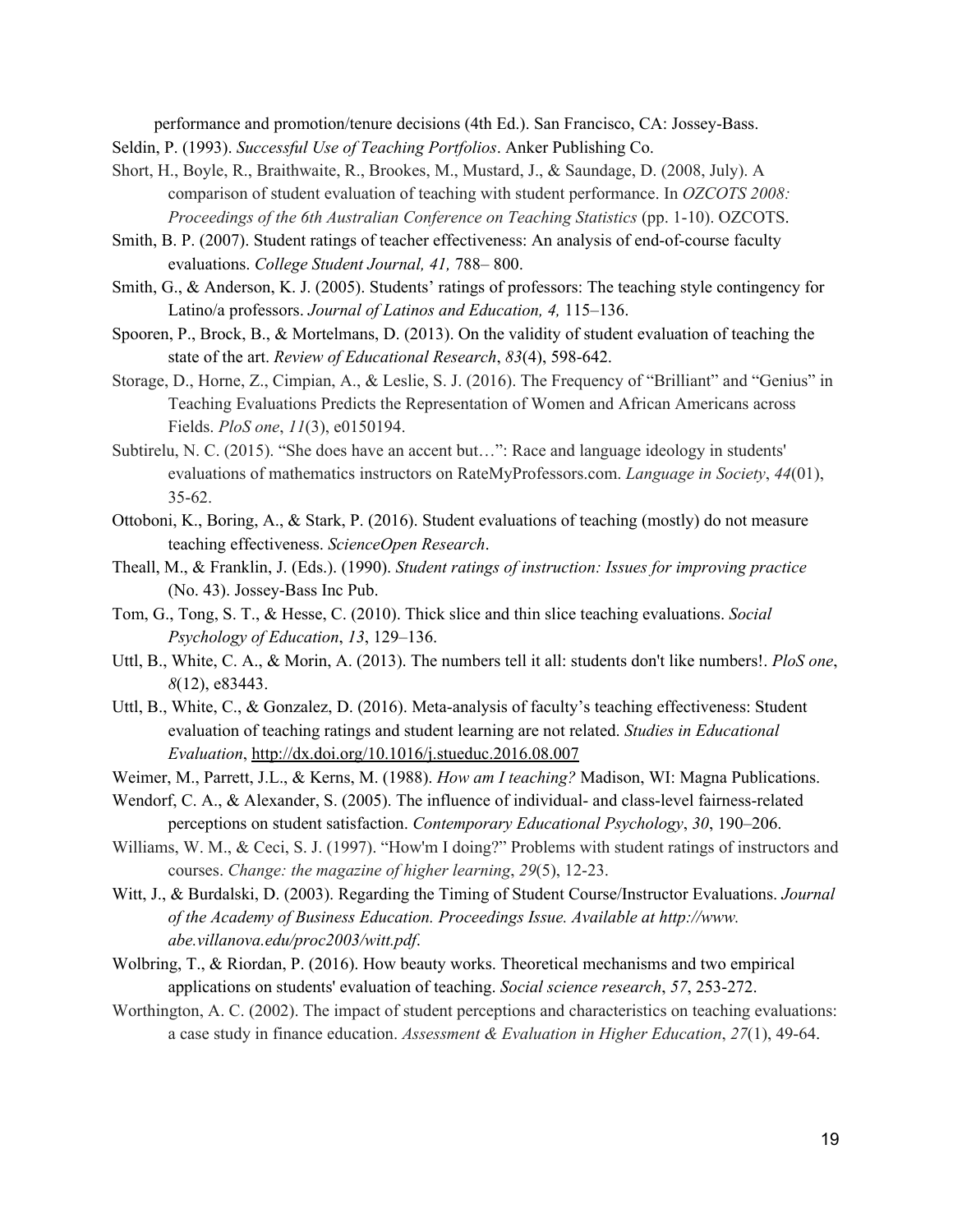performance and promotion/tenure decisions (4th Ed.). San Francisco, CA: Jossey-Bass.

Seldin, P. (1993). *Successful Use of Teaching Portfolios*. Anker Publishing Co.

Short, H., Boyle, R., Braithwaite, R., Brookes, M., Mustard, J., & Saundage, D. (2008, July). A comparison of student evaluation of teaching with student performance. In *OZCOTS 2008: Proceedings of the 6th Australian Conference on Teaching Statistics* (pp. 1-10). OZCOTS.

Smith, B. P. (2007). Student ratings of teacher effectiveness: An analysis of end-of-course faculty evaluations. *College Student Journal, 41,* 788– 800.

Smith, G., & Anderson, K. J. (2005). Students' ratings of professors: The teaching style contingency for Latino/a professors. *Journal of Latinos and Education, 4,* 115–136.

Spooren, P., Brock, B., & Mortelmans, D. (2013). On the validity of student evaluation of teaching the state of the art. *Review of Educational Research*, *83*(4), 598-642.

Storage, D., Horne, Z., Cimpian, A., & Leslie, S. J. (2016). The Frequency of "Brilliant" and "Genius" in Teaching Evaluations Predicts the Representation of Women and African Americans across Fields. *PloS one*, *11*(3), e0150194.

Subtirelu, N. C. (2015). "She does have an accent but…": Race and language ideology in students' evaluations of mathematics instructors on RateMyProfessors.com. *Language in Society*, *44*(01), 35-62.

Ottoboni, K., Boring, A., & Stark, P. (2016). Student evaluations of teaching (mostly) do not measure teaching effectiveness. *ScienceOpen Research*.

Theall, M., & Franklin, J. (Eds.). (1990). *Student ratings of instruction: Issues for improving practice* (No. 43). Jossey-Bass Inc Pub.

Tom, G., Tong, S. T., & Hesse, C. (2010). Thick slice and thin slice teaching evaluations. *Social Psychology of Education*, *13*, 129–136.

Uttl, B., White, C. A., & Morin, A. (2013). The numbers tell it all: students don't like numbers!. *PloS one*, *8*(12), e83443.

Uttl, B., White, C., & Gonzalez, D. (2016). Meta-analysis of faculty's teaching effectiveness: Student evaluation of teaching ratings and student learning are not related. *Studies in Educational Evaluation*, http://dx.doi.org/10.1016/j.stueduc.2016.08.007

Weimer, M., Parrett, J.L., & Kerns, M. (1988). *How am I teaching?* Madison, WI: Magna Publications.

Wendorf, C. A., & Alexander, S. (2005). The influence of individual- and class-level fairness-related perceptions on student satisfaction. *Contemporary Educational Psychology*, *30*, 190–206.

Williams, W. M., & Ceci, S. J. (1997). "How'm I doing?" Problems with student ratings of instructors and courses. *Change: the magazine of higher learning*, *29*(5), 12-23.

Witt, J., & Burdalski, D. (2003). Regarding the Timing of Student Course/Instructor Evaluations. *Journal of the Academy of Business Education. Proceedings Issue. Available at http://www. abe.villanova.edu/proc2003/witt.pdf*.

Wolbring, T., & Riordan, P. (2016). How beauty works. Theoretical mechanisms and two empirical applications on students' evaluation of teaching. *Social science research*, *57*, 253-272.

Worthington, A. C. (2002). The impact of student perceptions and characteristics on teaching evaluations: a case study in finance education. *Assessment & Evaluation in Higher Education*, *27*(1), 49-64.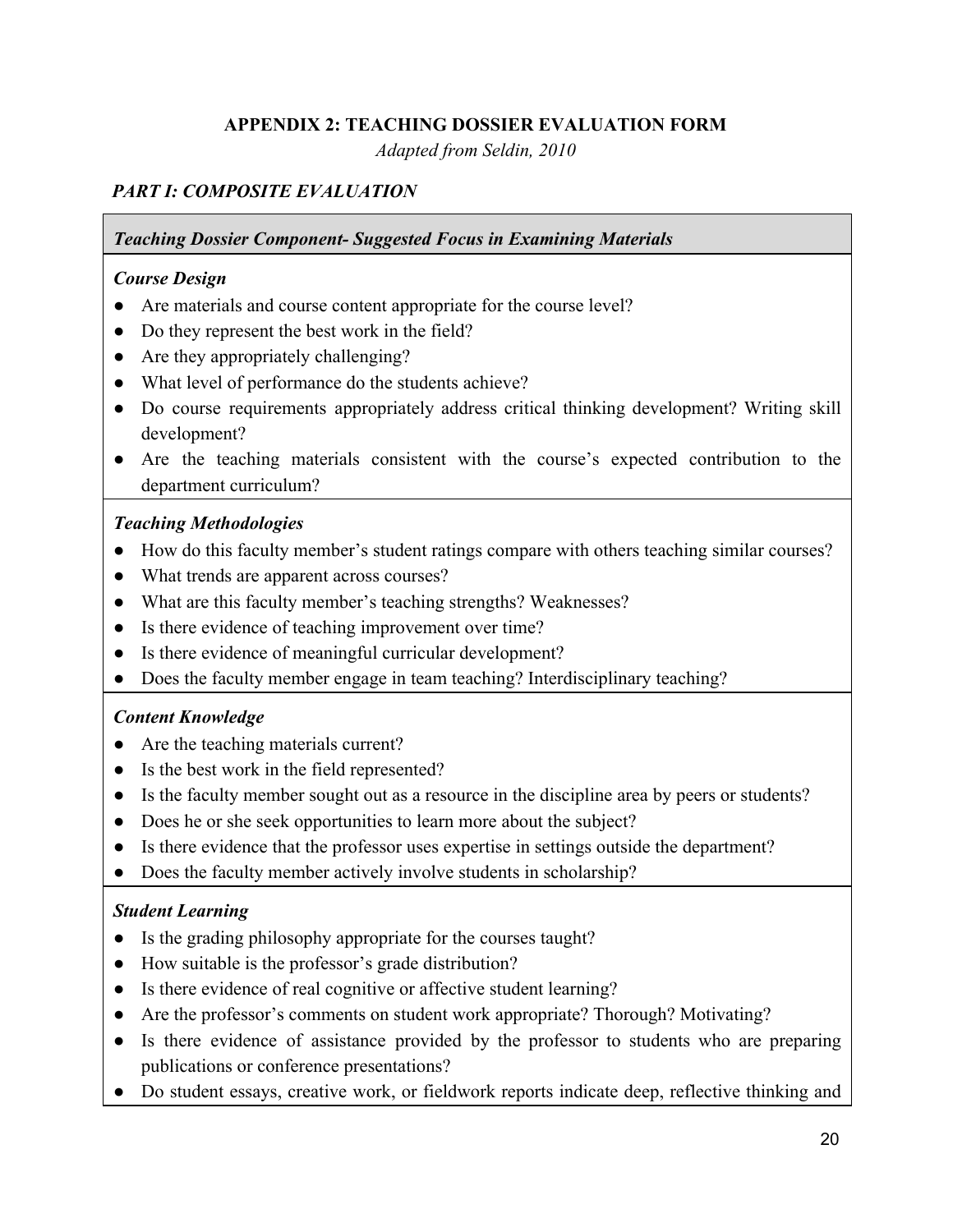**APPENDIX 2: TEACHING DOSSIER EVALUATION FORM**

*Adapted from Seldin, 2010*

***PART I: COMPOSITE EVALUATION***

***Teaching Dossier Component- Suggested Focus in Examining Materials***

***Course Design***

- Are materials and course content appropriate for the course level?
- Do they represent the best work in the field?
- Are they appropriately challenging?
- What level of performance do the students achieve?
- Do course requirements appropriately address critical thinking development? Writing skill development?
- Are the teaching materials consistent with the course's expected contribution to the department curriculum?

***Teaching Methodologies***

- How do this faculty member's student ratings compare with others teaching similar courses?
- What trends are apparent across courses?
- What are this faculty member's teaching strengths? Weaknesses?
- Is there evidence of teaching improvement over time?
- Is there evidence of meaningful curricular development?
- Does the faculty member engage in team teaching? Interdisciplinary teaching?

***Content Knowledge***

- Are the teaching materials current?
- Is the best work in the field represented?
- Is the faculty member sought out as a resource in the discipline area by peers or students?
- Does he or she seek opportunities to learn more about the subject?
- Is there evidence that the professor uses expertise in settings outside the department?
- Does the faculty member actively involve students in scholarship?

***Student Learning***

- Is the grading philosophy appropriate for the courses taught?
- How suitable is the professor's grade distribution?
- Is there evidence of real cognitive or affective student learning?
- Are the professor's comments on student work appropriate? Thorough? Motivating?
- Is there evidence of assistance provided by the professor to students who are preparing publications or conference presentations?
- Do student essays, creative work, or fieldwork reports indicate deep, reflective thinking and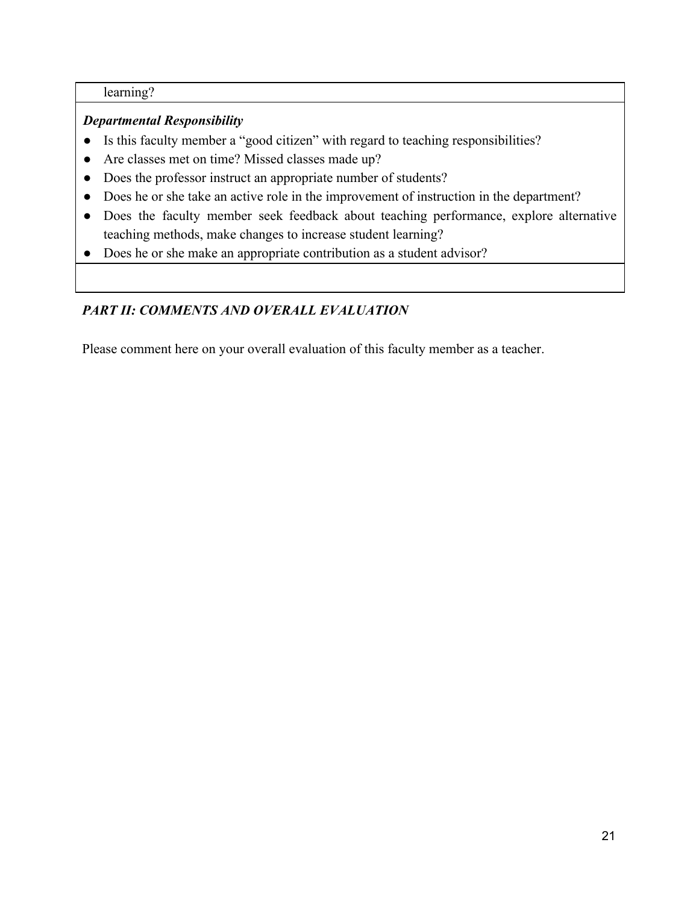| |
|---|
| learning? |
| ***Departmental Responsibility***<br>● Is this faculty member a "good citizen" with regard to teaching responsibilities?<br>● Are classes met on time? Missed classes made up?<br>● Does the professor instruct an appropriate number of students?<br>● Does he or she take an active role in the improvement of instruction in the department?<br>● Does the faculty member seek feedback about teaching performance, explore alternative teaching methods, make changes to increase student learning?<br>● Does he or she make an appropriate contribution as a student advisor? |
| |

***PART II: COMMENTS AND OVERALL EVALUATION***

Please comment here on your overall evaluation of this faculty member as a teacher.